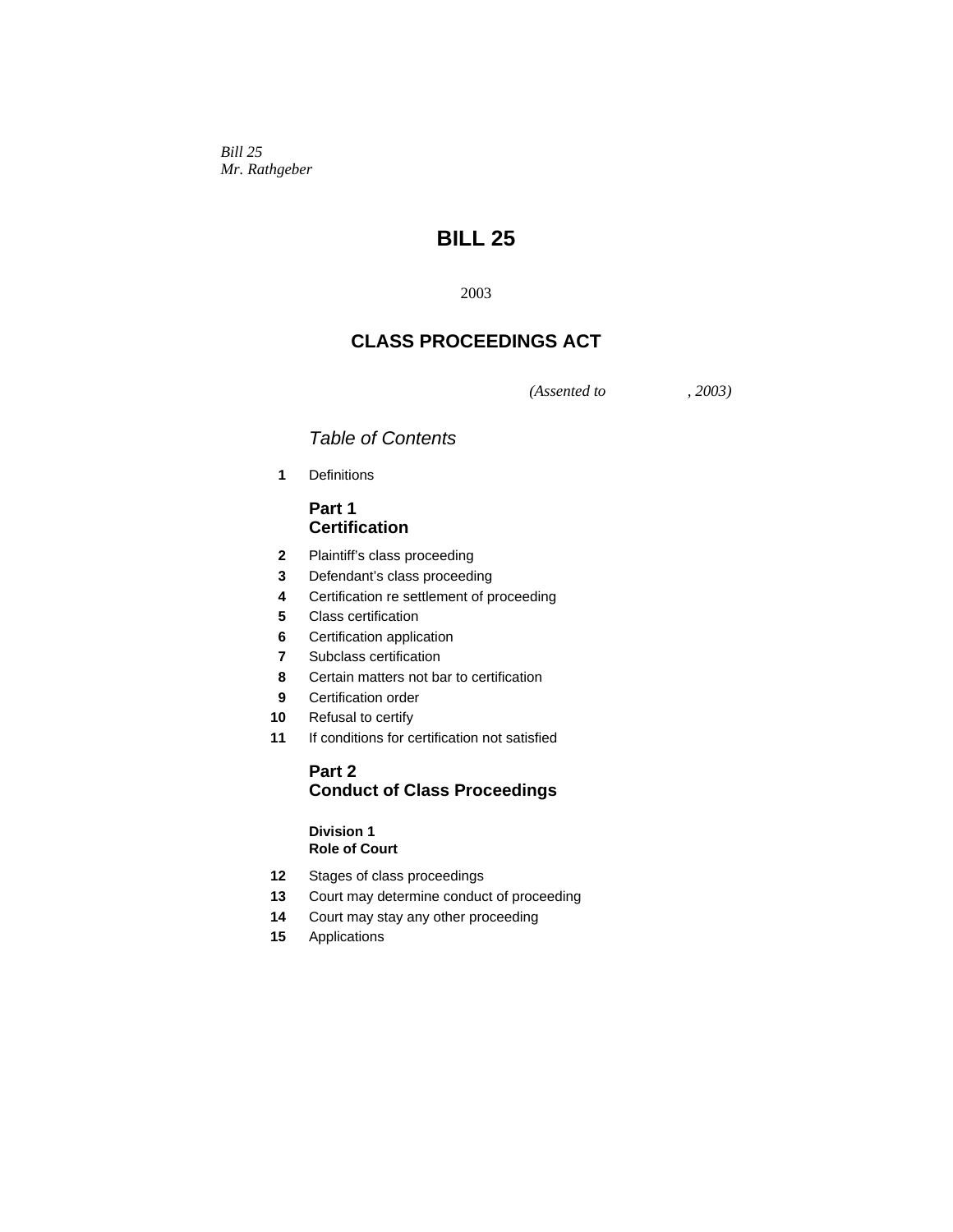*Bill 25*
*Mr. Rathgeber*

# BILL 25

2003

## CLASS PROCEEDINGS ACT

*(Assented to , 2003)*

*Table of Contents*

**1** Definitions

### Part 1
### Certification

**2** Plaintiff's class proceeding
**3** Defendant's class proceeding
**4** Certification re settlement of proceeding
**5** Class certification
**6** Certification application
**7** Subclass certification
**8** Certain matters not bar to certification
**9** Certification order
**10** Refusal to certify
**11** If conditions for certification not satisfied

### Part 2
### Conduct of Class Proceedings

#### Division 1
#### Role of Court

**12** Stages of class proceedings
**13** Court may determine conduct of proceeding
**14** Court may stay any other proceeding
**15** Applications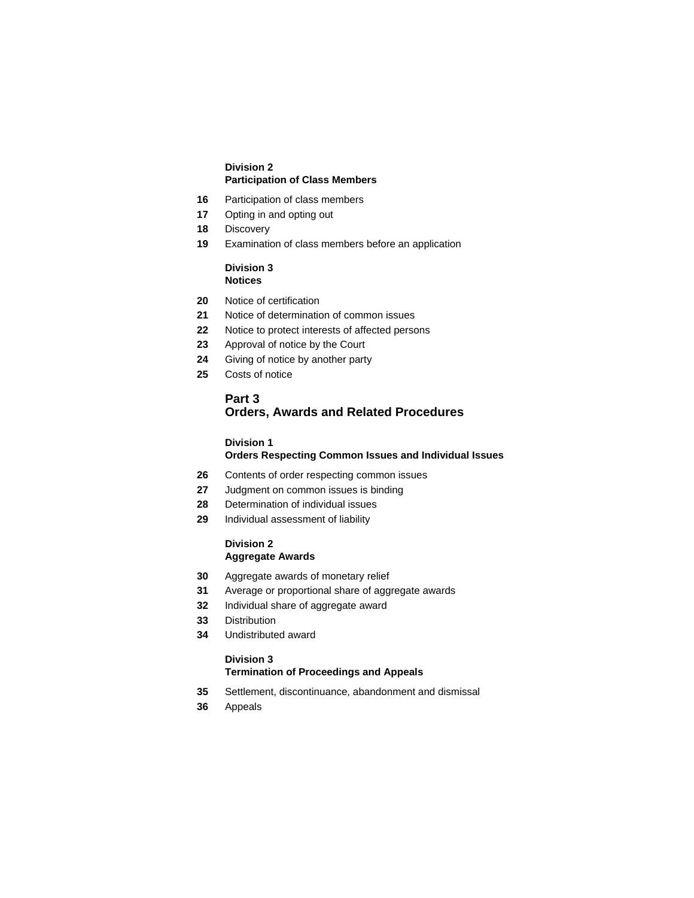**Division 2**
**Participation of Class Members**

**16** Participation of class members

**17** Opting in and opting out

**18** Discovery

**19** Examination of class members before an application

**Division 3**
**Notices**

**20** Notice of certification

**21** Notice of determination of common issues

**22** Notice to protect interests of affected persons

**23** Approval of notice by the Court

**24** Giving of notice by another party

**25** Costs of notice

## Part 3
## Orders, Awards and Related Procedures

**Division 1**
**Orders Respecting Common Issues and Individual Issues**

**26** Contents of order respecting common issues

**27** Judgment on common issues is binding

**28** Determination of individual issues

**29** Individual assessment of liability

**Division 2**
**Aggregate Awards**

**30** Aggregate awards of monetary relief

**31** Average or proportional share of aggregate awards

**32** Individual share of aggregate award

**33** Distribution

**34** Undistributed award

**Division 3**
**Termination of Proceedings and Appeals**

**35** Settlement, discontinuance, abandonment and dismissal

**36** Appeals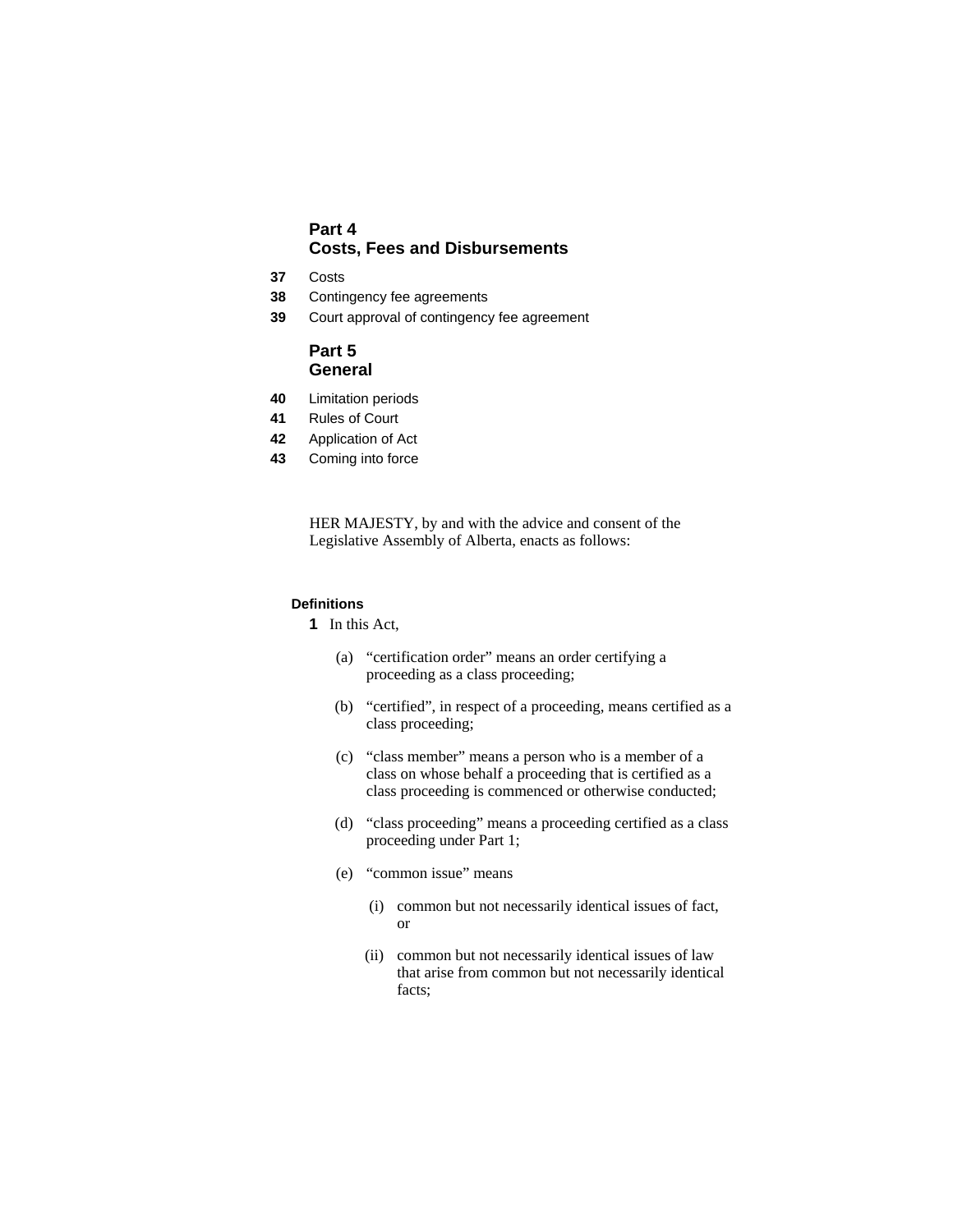## Part 4
## Costs, Fees and Disbursements

**37** Costs

**38** Contingency fee agreements

**39** Court approval of contingency fee agreement

## Part 5
## General

**40** Limitation periods

**41** Rules of Court

**42** Application of Act

**43** Coming into force

HER MAJESTY, by and with the advice and consent of the Legislative Assembly of Alberta, enacts as follows:

**Definitions**

**1** In this Act,

(a) “certification order” means an order certifying a proceeding as a class proceeding;

(b) “certified”, in respect of a proceeding, means certified as a class proceeding;

(c) “class member” means a person who is a member of a class on whose behalf a proceeding that is certified as a class proceeding is commenced or otherwise conducted;

(d) “class proceeding” means a proceeding certified as a class proceeding under Part 1;

(e) “common issue” means

(i) common but not necessarily identical issues of fact, or

(ii) common but not necessarily identical issues of law that arise from common but not necessarily identical facts;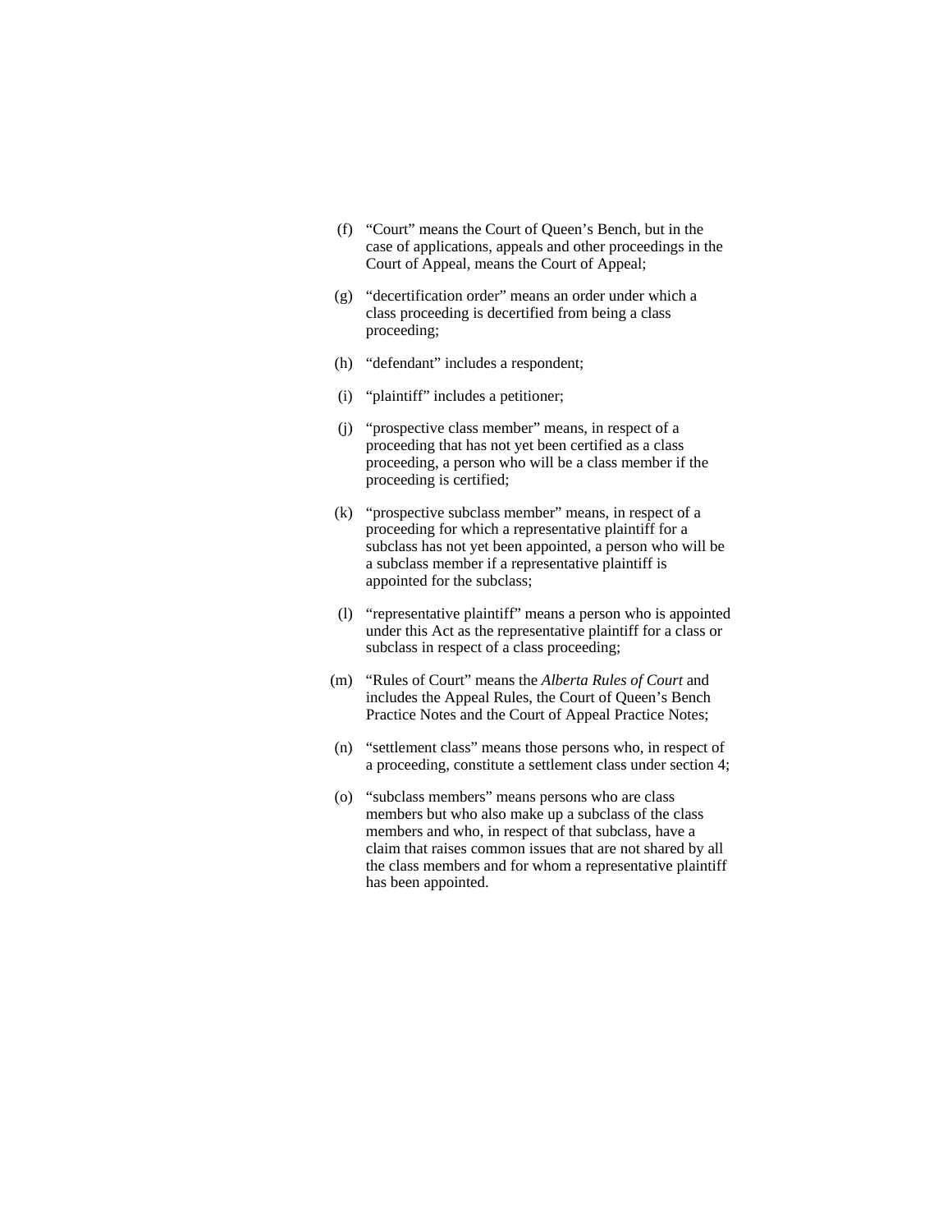(f) "Court" means the Court of Queen's Bench, but in the case of applications, appeals and other proceedings in the Court of Appeal, means the Court of Appeal;

(g) "decertification order" means an order under which a class proceeding is decertified from being a class proceeding;

(h) "defendant" includes a respondent;

(i) "plaintiff" includes a petitioner;

(j) "prospective class member" means, in respect of a proceeding that has not yet been certified as a class proceeding, a person who will be a class member if the proceeding is certified;

(k) "prospective subclass member" means, in respect of a proceeding for which a representative plaintiff for a subclass has not yet been appointed, a person who will be a subclass member if a representative plaintiff is appointed for the subclass;

(l) "representative plaintiff" means a person who is appointed under this Act as the representative plaintiff for a class or subclass in respect of a class proceeding;

(m) "Rules of Court" means the *Alberta Rules of Court* and includes the Appeal Rules, the Court of Queen's Bench Practice Notes and the Court of Appeal Practice Notes;

(n) "settlement class" means those persons who, in respect of a proceeding, constitute a settlement class under section 4;

(o) "subclass members" means persons who are class members but who also make up a subclass of the class members and who, in respect of that subclass, have a claim that raises common issues that are not shared by all the class members and for whom a representative plaintiff has been appointed.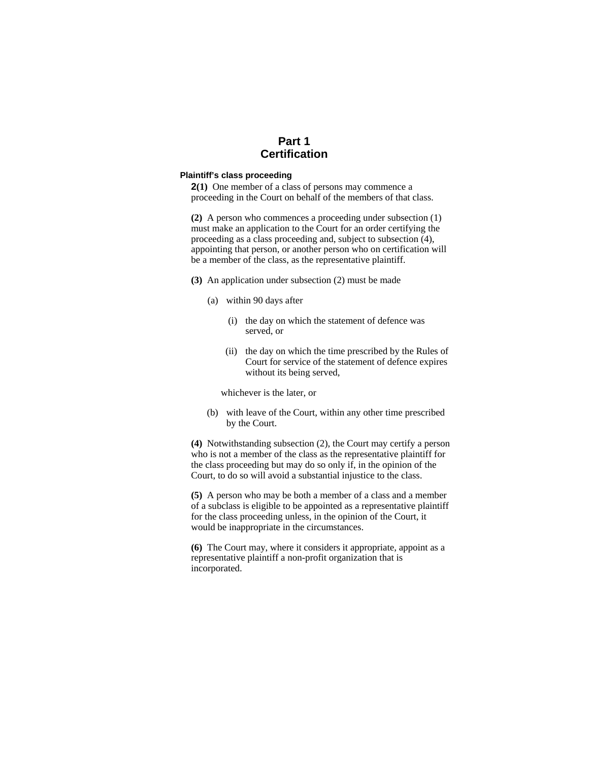# Part 1
# Certification

### Plaintiff's class proceeding

**2(1)** One member of a class of persons may commence a proceeding in the Court on behalf of the members of that class.

**(2)** A person who commences a proceeding under subsection (1) must make an application to the Court for an order certifying the proceeding as a class proceeding and, subject to subsection (4), appointing that person, or another person who on certification will be a member of the class, as the representative plaintiff.

**(3)** An application under subsection (2) must be made

(a) within 90 days after

(i) the day on which the statement of defence was served, or

(ii) the day on which the time prescribed by the Rules of Court for service of the statement of defence expires without its being served,

whichever is the later, or

(b) with leave of the Court, within any other time prescribed by the Court.

**(4)** Notwithstanding subsection (2), the Court may certify a person who is not a member of the class as the representative plaintiff for the class proceeding but may do so only if, in the opinion of the Court, to do so will avoid a substantial injustice to the class.

**(5)** A person who may be both a member of a class and a member of a subclass is eligible to be appointed as a representative plaintiff for the class proceeding unless, in the opinion of the Court, it would be inappropriate in the circumstances.

**(6)** The Court may, where it considers it appropriate, appoint as a representative plaintiff a non-profit organization that is incorporated.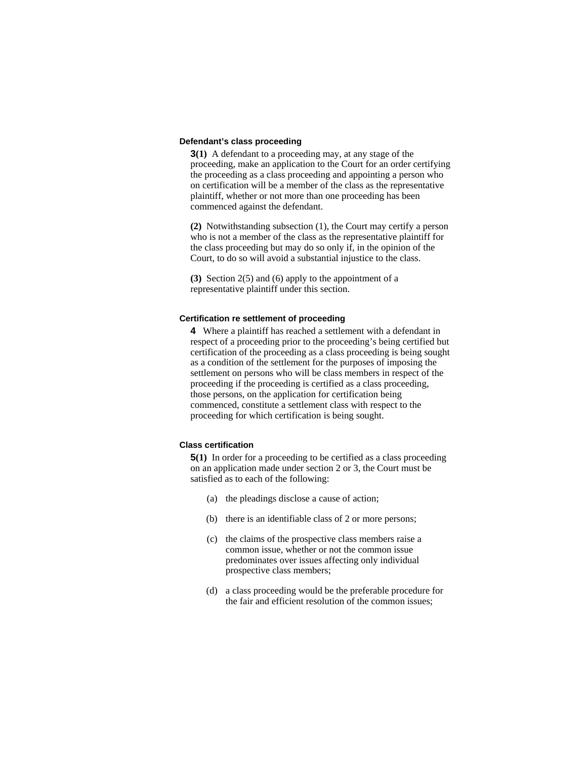### Defendant's class proceeding

**3(1)** A defendant to a proceeding may, at any stage of the proceeding, make an application to the Court for an order certifying the proceeding as a class proceeding and appointing a person who on certification will be a member of the class as the representative plaintiff, whether or not more than one proceeding has been commenced against the defendant.

**(2)** Notwithstanding subsection (1), the Court may certify a person who is not a member of the class as the representative plaintiff for the class proceeding but may do so only if, in the opinion of the Court, to do so will avoid a substantial injustice to the class.

**(3)** Section 2(5) and (6) apply to the appointment of a representative plaintiff under this section.

### Certification re settlement of proceeding

**4** Where a plaintiff has reached a settlement with a defendant in respect of a proceeding prior to the proceeding's being certified but certification of the proceeding as a class proceeding is being sought as a condition of the settlement for the purposes of imposing the settlement on persons who will be class members in respect of the proceeding if the proceeding is certified as a class proceeding, those persons, on the application for certification being commenced, constitute a settlement class with respect to the proceeding for which certification is being sought.

### Class certification

**5(1)** In order for a proceeding to be certified as a class proceeding on an application made under section 2 or 3, the Court must be satisfied as to each of the following:

(a) the pleadings disclose a cause of action;

(b) there is an identifiable class of 2 or more persons;

(c) the claims of the prospective class members raise a common issue, whether or not the common issue predominates over issues affecting only individual prospective class members;

(d) a class proceeding would be the preferable procedure for the fair and efficient resolution of the common issues;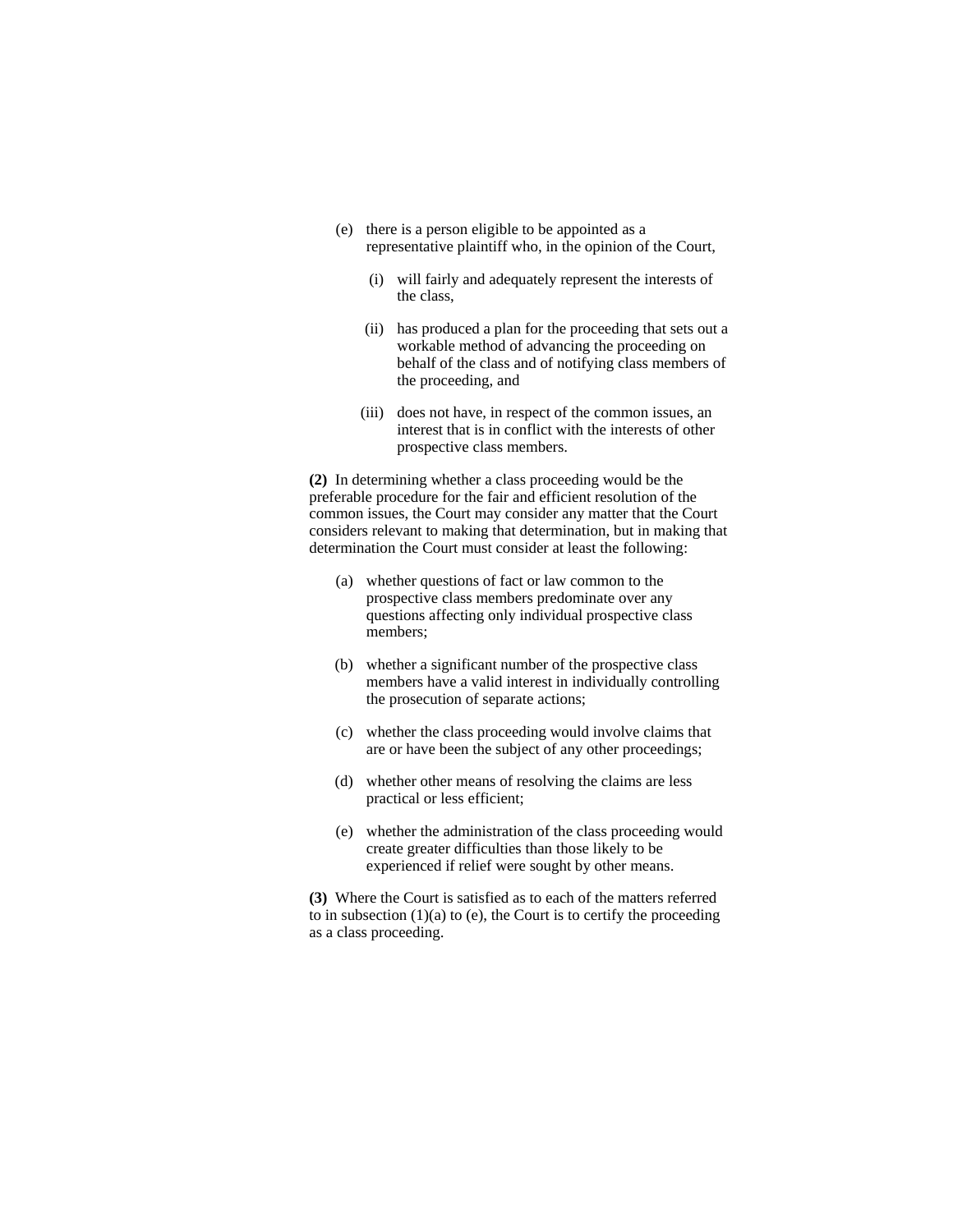(e) there is a person eligible to be appointed as a representative plaintiff who, in the opinion of the Court,

  (i) will fairly and adequately represent the interests of the class,

  (ii) has produced a plan for the proceeding that sets out a workable method of advancing the proceeding on behalf of the class and of notifying class members of the proceeding, and

  (iii) does not have, in respect of the common issues, an interest that is in conflict with the interests of other prospective class members.

**(2)** In determining whether a class proceeding would be the preferable procedure for the fair and efficient resolution of the common issues, the Court may consider any matter that the Court considers relevant to making that determination, but in making that determination the Court must consider at least the following:

(a) whether questions of fact or law common to the prospective class members predominate over any questions affecting only individual prospective class members;

(b) whether a significant number of the prospective class members have a valid interest in individually controlling the prosecution of separate actions;

(c) whether the class proceeding would involve claims that are or have been the subject of any other proceedings;

(d) whether other means of resolving the claims are less practical or less efficient;

(e) whether the administration of the class proceeding would create greater difficulties than those likely to be experienced if relief were sought by other means.

**(3)** Where the Court is satisfied as to each of the matters referred to in subsection (1)(a) to (e), the Court is to certify the proceeding as a class proceeding.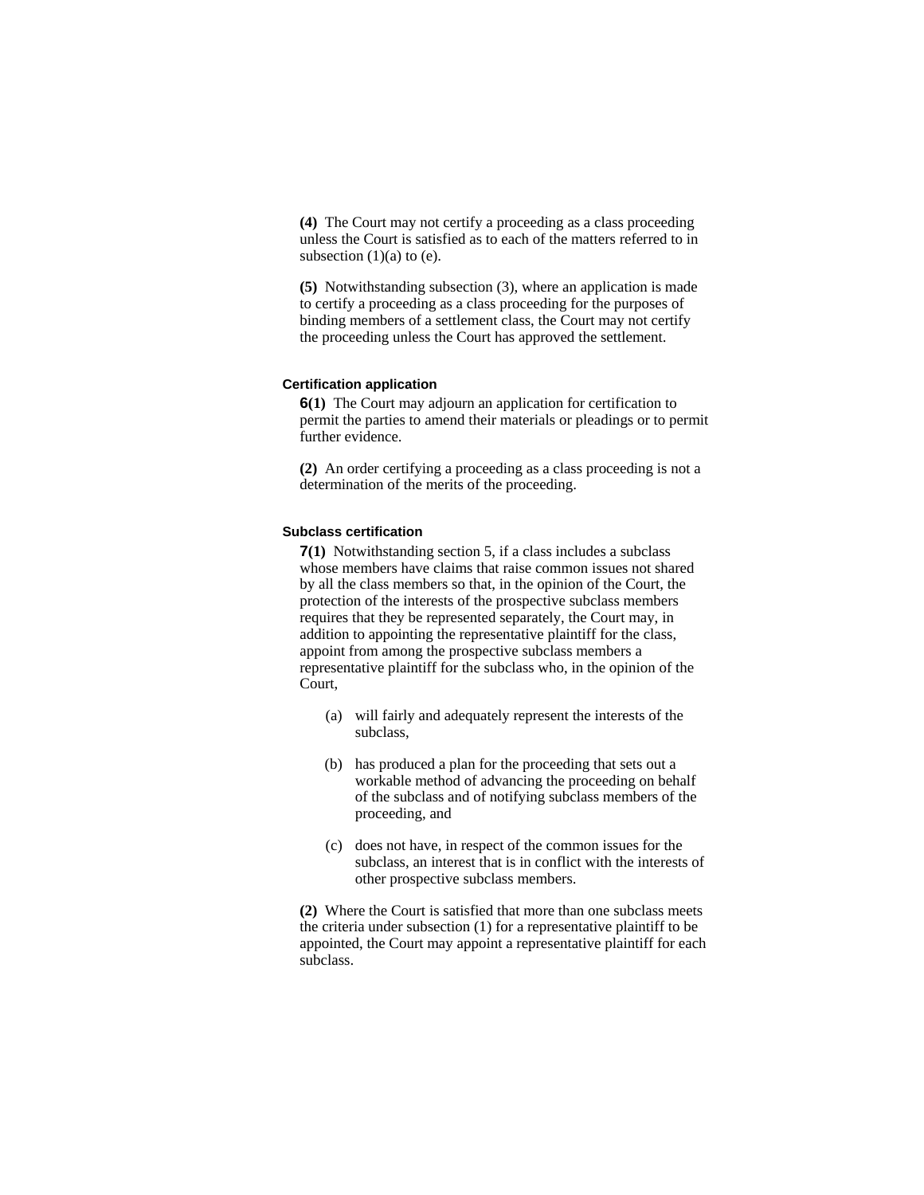**(4)** The Court may not certify a proceeding as a class proceeding unless the Court is satisfied as to each of the matters referred to in subsection (1)(a) to (e).

**(5)** Notwithstanding subsection (3), where an application is made to certify a proceeding as a class proceeding for the purposes of binding members of a settlement class, the Court may not certify the proceeding unless the Court has approved the settlement.

#### Certification application

**6(1)** The Court may adjourn an application for certification to permit the parties to amend their materials or pleadings or to permit further evidence.

**(2)** An order certifying a proceeding as a class proceeding is not a determination of the merits of the proceeding.

#### Subclass certification

**7(1)** Notwithstanding section 5, if a class includes a subclass whose members have claims that raise common issues not shared by all the class members so that, in the opinion of the Court, the protection of the interests of the prospective subclass members requires that they be represented separately, the Court may, in addition to appointing the representative plaintiff for the class, appoint from among the prospective subclass members a representative plaintiff for the subclass who, in the opinion of the Court,

- (a) will fairly and adequately represent the interests of the subclass,
- (b) has produced a plan for the proceeding that sets out a workable method of advancing the proceeding on behalf of the subclass and of notifying subclass members of the proceeding, and
- (c) does not have, in respect of the common issues for the subclass, an interest that is in conflict with the interests of other prospective subclass members.

**(2)** Where the Court is satisfied that more than one subclass meets the criteria under subsection (1) for a representative plaintiff to be appointed, the Court may appoint a representative plaintiff for each subclass.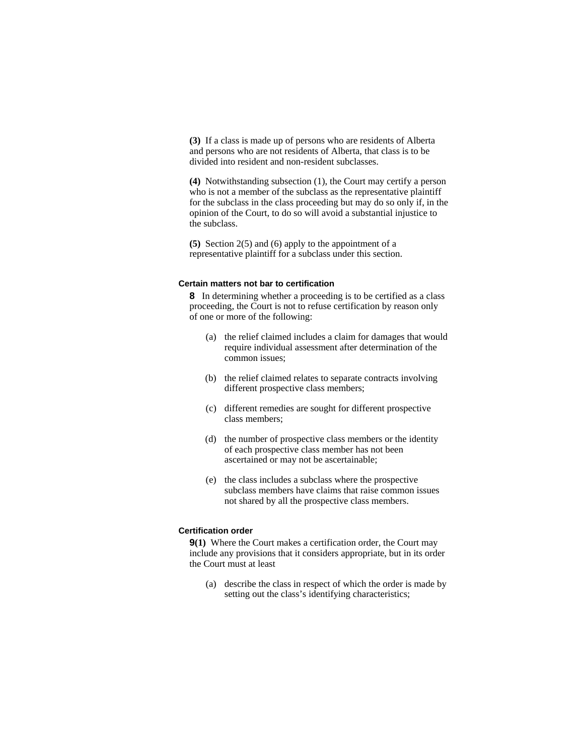**(3)** If a class is made up of persons who are residents of Alberta and persons who are not residents of Alberta, that class is to be divided into resident and non-resident subclasses.

**(4)** Notwithstanding subsection (1), the Court may certify a person who is not a member of the subclass as the representative plaintiff for the subclass in the class proceeding but may do so only if, in the opinion of the Court, to do so will avoid a substantial injustice to the subclass.

**(5)** Section 2(5) and (6) apply to the appointment of a representative plaintiff for a subclass under this section.

#### Certain matters not bar to certification

**8** In determining whether a proceeding is to be certified as a class proceeding, the Court is not to refuse certification by reason only of one or more of the following:

(a) the relief claimed includes a claim for damages that would require individual assessment after determination of the common issues;

(b) the relief claimed relates to separate contracts involving different prospective class members;

(c) different remedies are sought for different prospective class members;

(d) the number of prospective class members or the identity of each prospective class member has not been ascertained or may not be ascertainable;

(e) the class includes a subclass where the prospective subclass members have claims that raise common issues not shared by all the prospective class members.

#### Certification order

**9(1)** Where the Court makes a certification order, the Court may include any provisions that it considers appropriate, but in its order the Court must at least

(a) describe the class in respect of which the order is made by setting out the class's identifying characteristics;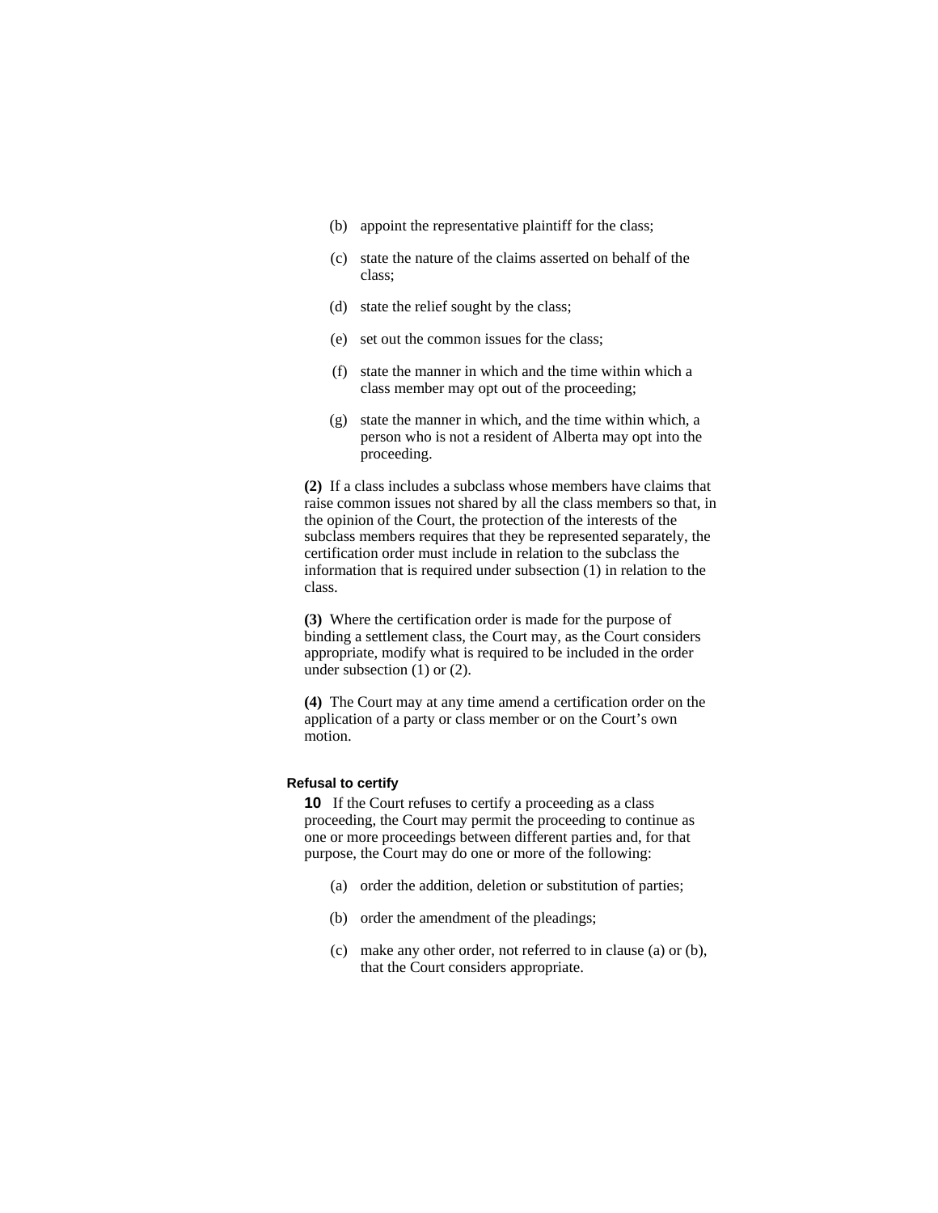(b) appoint the representative plaintiff for the class;

(c) state the nature of the claims asserted on behalf of the class;

(d) state the relief sought by the class;

(e) set out the common issues for the class;

(f) state the manner in which and the time within which a class member may opt out of the proceeding;

(g) state the manner in which, and the time within which, a person who is not a resident of Alberta may opt into the proceeding.

**(2)** If a class includes a subclass whose members have claims that raise common issues not shared by all the class members so that, in the opinion of the Court, the protection of the interests of the subclass members requires that they be represented separately, the certification order must include in relation to the subclass the information that is required under subsection (1) in relation to the class.

**(3)** Where the certification order is made for the purpose of binding a settlement class, the Court may, as the Court considers appropriate, modify what is required to be included in the order under subsection (1) or (2).

**(4)** The Court may at any time amend a certification order on the application of a party or class member or on the Court's own motion.

**Refusal to certify**

**10** If the Court refuses to certify a proceeding as a class proceeding, the Court may permit the proceeding to continue as one or more proceedings between different parties and, for that purpose, the Court may do one or more of the following:

(a) order the addition, deletion or substitution of parties;

(b) order the amendment of the pleadings;

(c) make any other order, not referred to in clause (a) or (b), that the Court considers appropriate.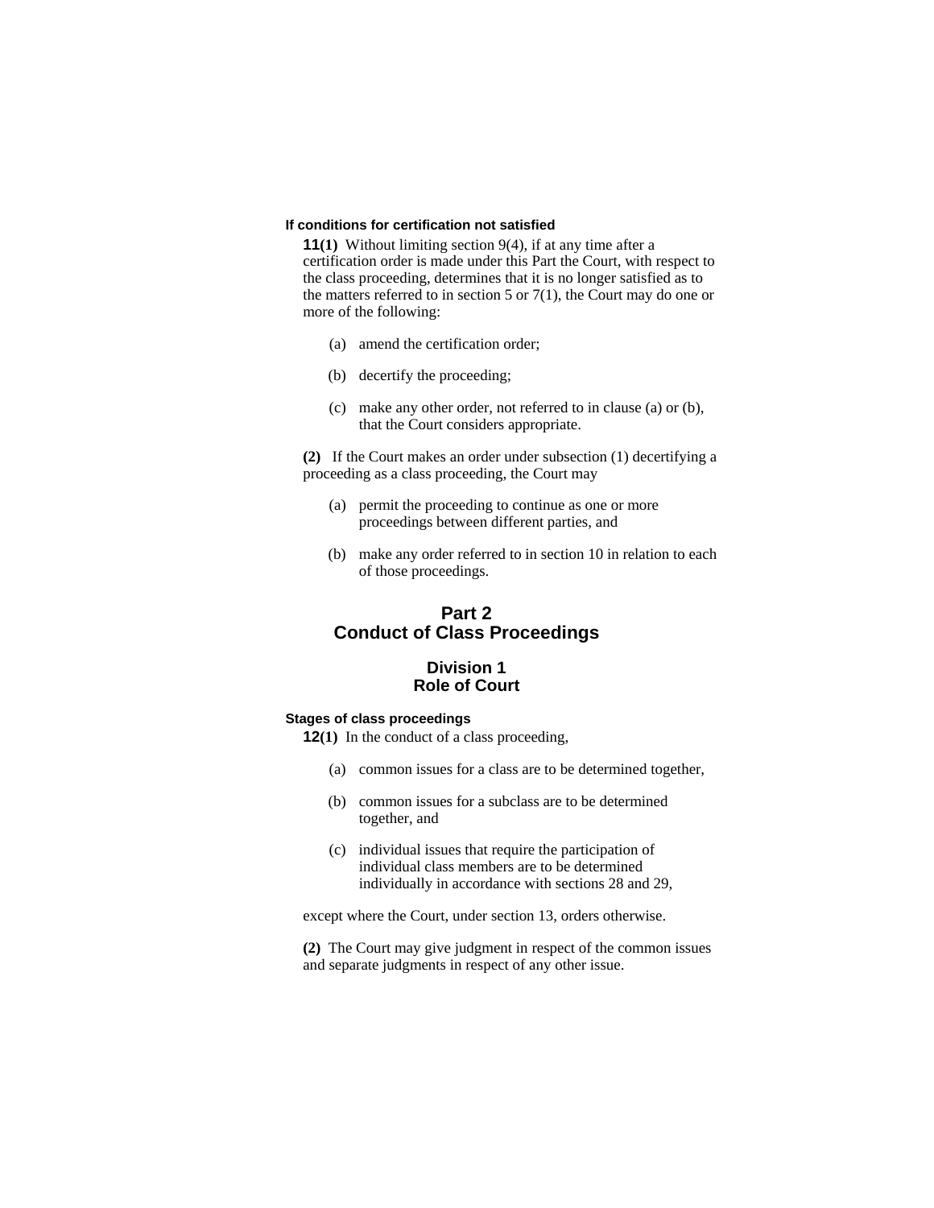**If conditions for certification not satisfied**

**11(1)** Without limiting section 9(4), if at any time after a certification order is made under this Part the Court, with respect to the class proceeding, determines that it is no longer satisfied as to the matters referred to in section 5 or 7(1), the Court may do one or more of the following:

(a) amend the certification order;

(b) decertify the proceeding;

(c) make any other order, not referred to in clause (a) or (b), that the Court considers appropriate.

**(2)** If the Court makes an order under subsection (1) decertifying a proceeding as a class proceeding, the Court may

(a) permit the proceeding to continue as one or more proceedings between different parties, and

(b) make any order referred to in section 10 in relation to each of those proceedings.

## Part 2
## Conduct of Class Proceedings

### Division 1
### Role of Court

**Stages of class proceedings**

**12(1)** In the conduct of a class proceeding,

(a) common issues for a class are to be determined together,

(b) common issues for a subclass are to be determined together, and

(c) individual issues that require the participation of individual class members are to be determined individually in accordance with sections 28 and 29,

except where the Court, under section 13, orders otherwise.

**(2)** The Court may give judgment in respect of the common issues and separate judgments in respect of any other issue.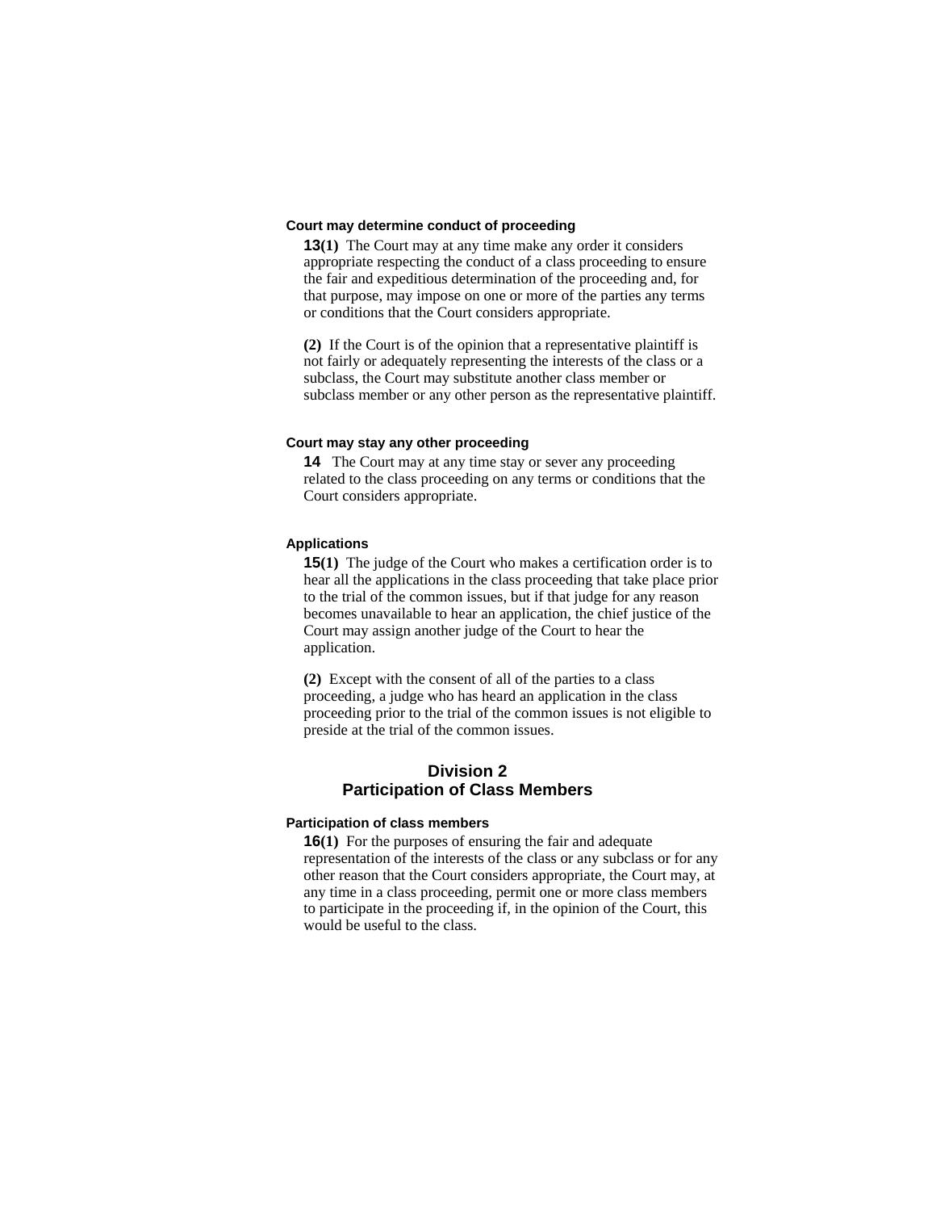### Court may determine conduct of proceeding

**13(1)** The Court may at any time make any order it considers appropriate respecting the conduct of a class proceeding to ensure the fair and expeditious determination of the proceeding and, for that purpose, may impose on one or more of the parties any terms or conditions that the Court considers appropriate.

**(2)** If the Court is of the opinion that a representative plaintiff is not fairly or adequately representing the interests of the class or a subclass, the Court may substitute another class member or subclass member or any other person as the representative plaintiff.

### Court may stay any other proceeding

**14** The Court may at any time stay or sever any proceeding related to the class proceeding on any terms or conditions that the Court considers appropriate.

### Applications

**15(1)** The judge of the Court who makes a certification order is to hear all the applications in the class proceeding that take place prior to the trial of the common issues, but if that judge for any reason becomes unavailable to hear an application, the chief justice of the Court may assign another judge of the Court to hear the application.

**(2)** Except with the consent of all of the parties to a class proceeding, a judge who has heard an application in the class proceeding prior to the trial of the common issues is not eligible to preside at the trial of the common issues.

## Division 2
## Participation of Class Members

### Participation of class members

**16(1)** For the purposes of ensuring the fair and adequate representation of the interests of the class or any subclass or for any other reason that the Court considers appropriate, the Court may, at any time in a class proceeding, permit one or more class members to participate in the proceeding if, in the opinion of the Court, this would be useful to the class.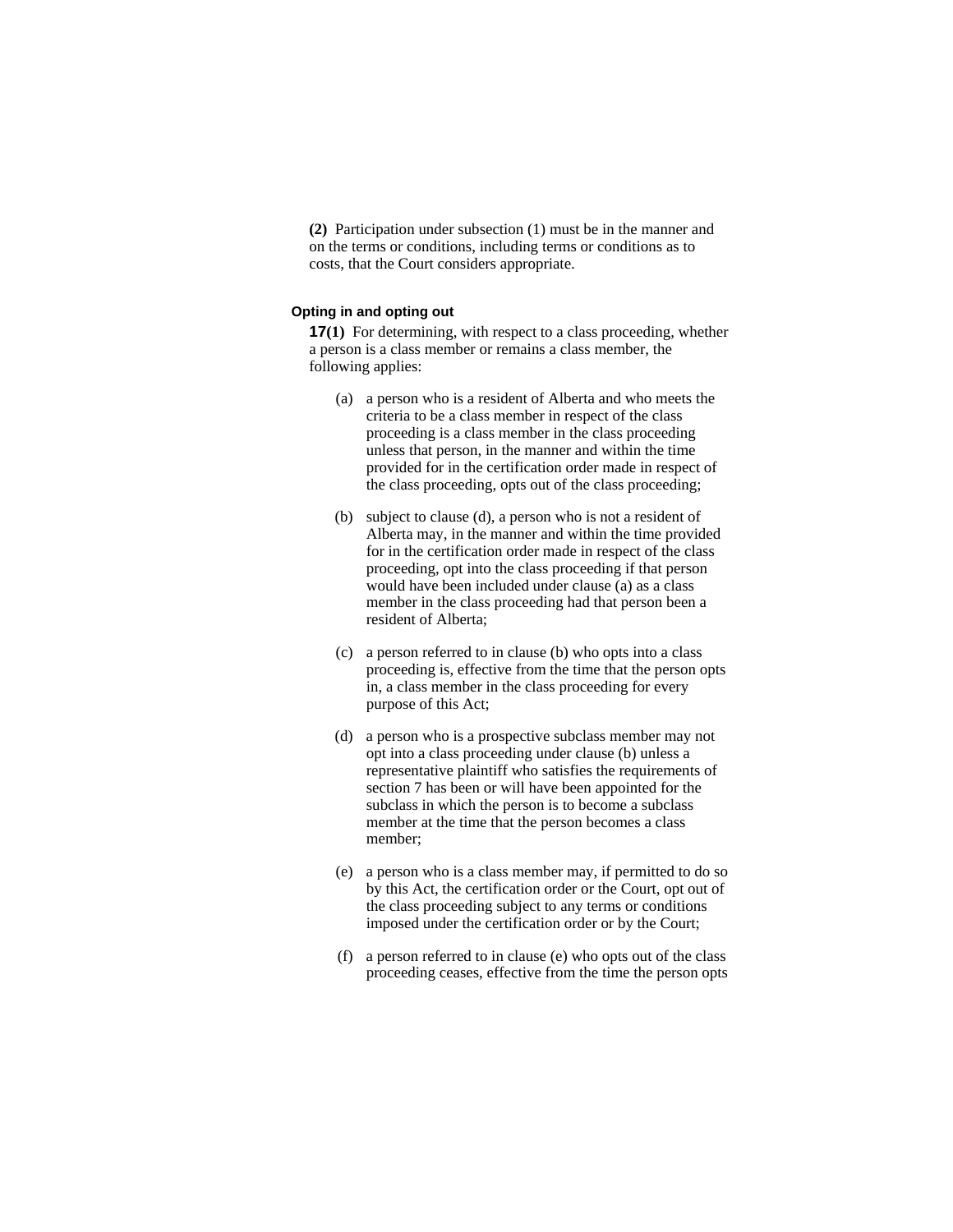**(2)** Participation under subsection (1) must be in the manner and on the terms or conditions, including terms or conditions as to costs, that the Court considers appropriate.

### Opting in and opting out

**17(1)** For determining, with respect to a class proceeding, whether a person is a class member or remains a class member, the following applies:

(a) a person who is a resident of Alberta and who meets the criteria to be a class member in respect of the class proceeding is a class member in the class proceeding unless that person, in the manner and within the time provided for in the certification order made in respect of the class proceeding, opts out of the class proceeding;

(b) subject to clause (d), a person who is not a resident of Alberta may, in the manner and within the time provided for in the certification order made in respect of the class proceeding, opt into the class proceeding if that person would have been included under clause (a) as a class member in the class proceeding had that person been a resident of Alberta;

(c) a person referred to in clause (b) who opts into a class proceeding is, effective from the time that the person opts in, a class member in the class proceeding for every purpose of this Act;

(d) a person who is a prospective subclass member may not opt into a class proceeding under clause (b) unless a representative plaintiff who satisfies the requirements of section 7 has been or will have been appointed for the subclass in which the person is to become a subclass member at the time that the person becomes a class member;

(e) a person who is a class member may, if permitted to do so by this Act, the certification order or the Court, opt out of the class proceeding subject to any terms or conditions imposed under the certification order or by the Court;

(f) a person referred to in clause (e) who opts out of the class proceeding ceases, effective from the time the person opts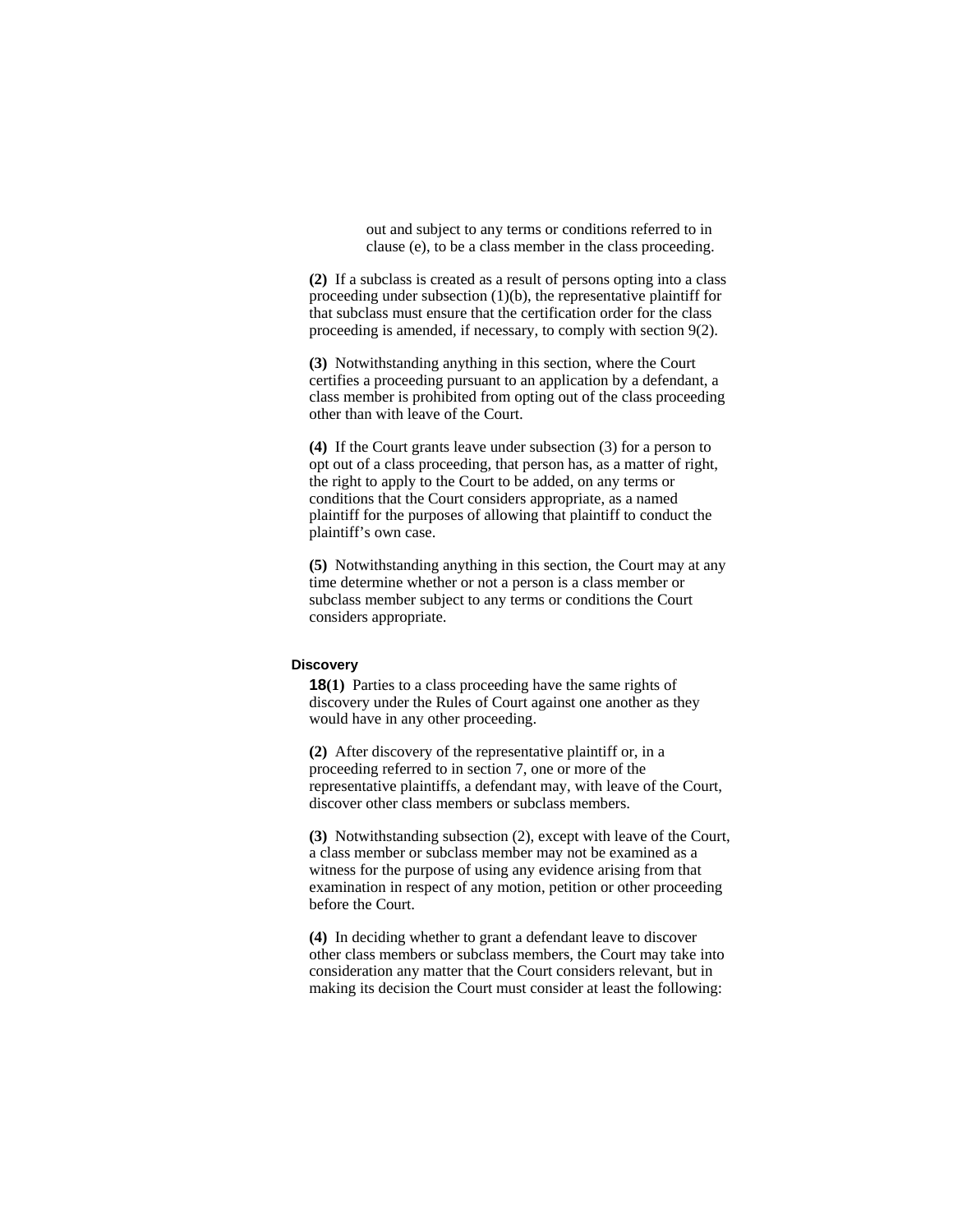out and subject to any terms or conditions referred to in clause (e), to be a class member in the class proceeding.

**(2)** If a subclass is created as a result of persons opting into a class proceeding under subsection (1)(b), the representative plaintiff for that subclass must ensure that the certification order for the class proceeding is amended, if necessary, to comply with section 9(2).

**(3)** Notwithstanding anything in this section, where the Court certifies a proceeding pursuant to an application by a defendant, a class member is prohibited from opting out of the class proceeding other than with leave of the Court.

**(4)** If the Court grants leave under subsection (3) for a person to opt out of a class proceeding, that person has, as a matter of right, the right to apply to the Court to be added, on any terms or conditions that the Court considers appropriate, as a named plaintiff for the purposes of allowing that plaintiff to conduct the plaintiff's own case.

**(5)** Notwithstanding anything in this section, the Court may at any time determine whether or not a person is a class member or subclass member subject to any terms or conditions the Court considers appropriate.

**Discovery**

**18(1)** Parties to a class proceeding have the same rights of discovery under the Rules of Court against one another as they would have in any other proceeding.

**(2)** After discovery of the representative plaintiff or, in a proceeding referred to in section 7, one or more of the representative plaintiffs, a defendant may, with leave of the Court, discover other class members or subclass members.

**(3)** Notwithstanding subsection (2), except with leave of the Court, a class member or subclass member may not be examined as a witness for the purpose of using any evidence arising from that examination in respect of any motion, petition or other proceeding before the Court.

**(4)** In deciding whether to grant a defendant leave to discover other class members or subclass members, the Court may take into consideration any matter that the Court considers relevant, but in making its decision the Court must consider at least the following: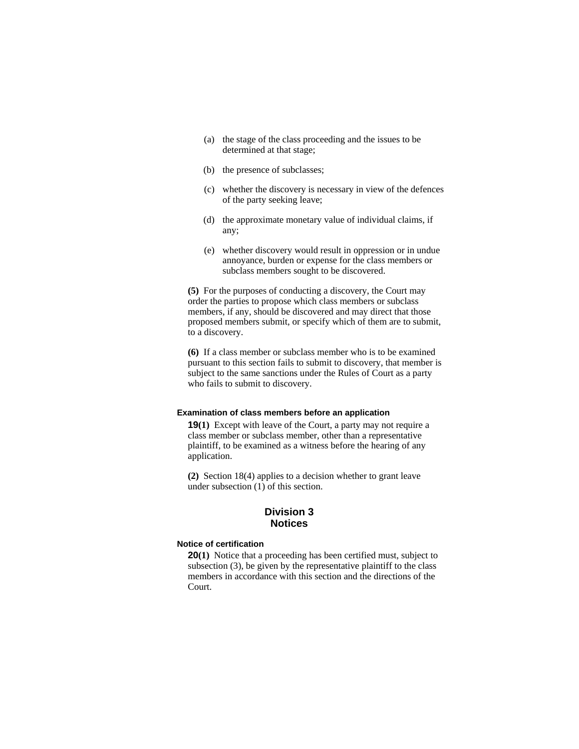(a) the stage of the class proceeding and the issues to be determined at that stage;

(b) the presence of subclasses;

(c) whether the discovery is necessary in view of the defences of the party seeking leave;

(d) the approximate monetary value of individual claims, if any;

(e) whether discovery would result in oppression or in undue annoyance, burden or expense for the class members or subclass members sought to be discovered.

**(5)** For the purposes of conducting a discovery, the Court may order the parties to propose which class members or subclass members, if any, should be discovered and may direct that those proposed members submit, or specify which of them are to submit, to a discovery.

**(6)** If a class member or subclass member who is to be examined pursuant to this section fails to submit to discovery, that member is subject to the same sanctions under the Rules of Court as a party who fails to submit to discovery.

#### Examination of class members before an application

**19(1)** Except with leave of the Court, a party may not require a class member or subclass member, other than a representative plaintiff, to be examined as a witness before the hearing of any application.

**(2)** Section 18(4) applies to a decision whether to grant leave under subsection (1) of this section.

## Division 3
## Notices

#### Notice of certification

**20(1)** Notice that a proceeding has been certified must, subject to subsection (3), be given by the representative plaintiff to the class members in accordance with this section and the directions of the Court.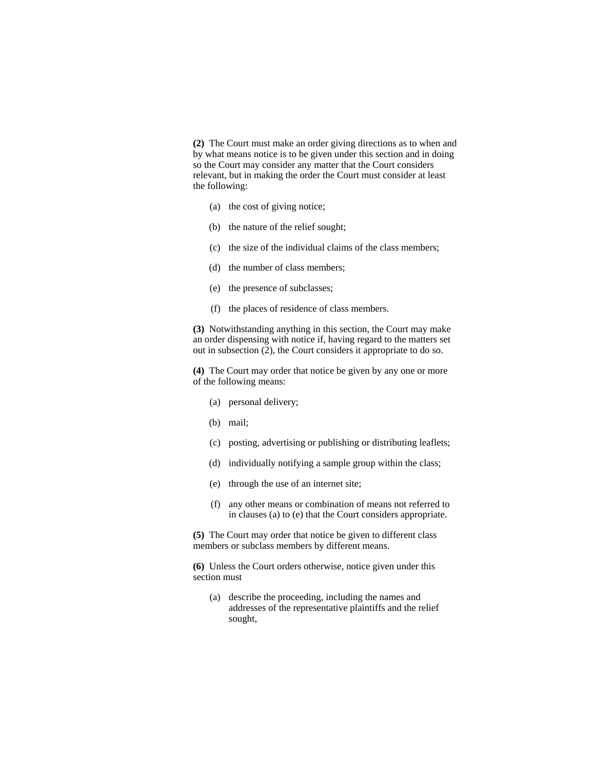**(2)** The Court must make an order giving directions as to when and by what means notice is to be given under this section and in doing so the Court may consider any matter that the Court considers relevant, but in making the order the Court must consider at least the following:

(a) the cost of giving notice;

(b) the nature of the relief sought;

(c) the size of the individual claims of the class members;

(d) the number of class members;

(e) the presence of subclasses;

(f) the places of residence of class members.

**(3)** Notwithstanding anything in this section, the Court may make an order dispensing with notice if, having regard to the matters set out in subsection (2), the Court considers it appropriate to do so.

**(4)** The Court may order that notice be given by any one or more of the following means:

(a) personal delivery;

(b) mail;

(c) posting, advertising or publishing or distributing leaflets;

(d) individually notifying a sample group within the class;

(e) through the use of an internet site;

(f) any other means or combination of means not referred to in clauses (a) to (e) that the Court considers appropriate.

**(5)** The Court may order that notice be given to different class members or subclass members by different means.

**(6)** Unless the Court orders otherwise, notice given under this section must

(a) describe the proceeding, including the names and addresses of the representative plaintiffs and the relief sought,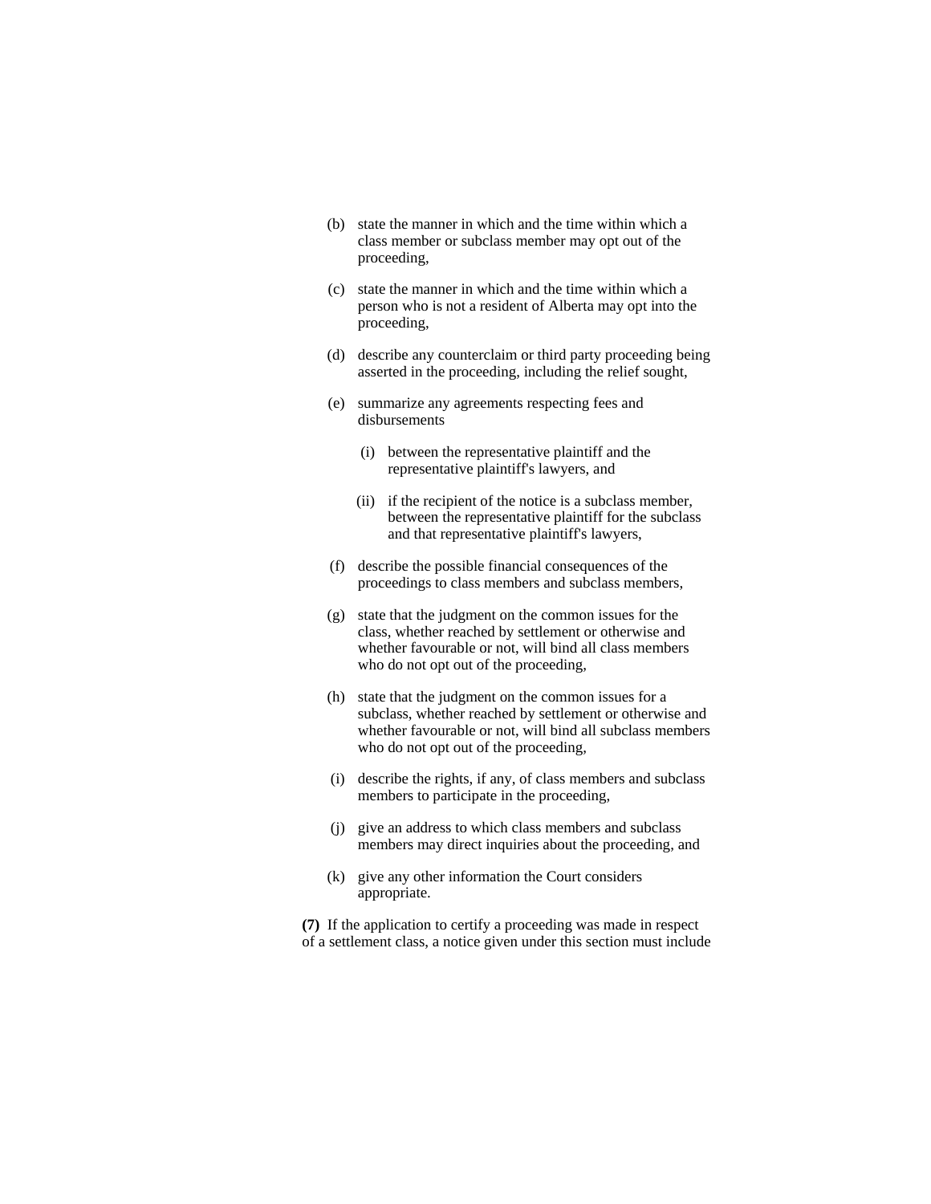(b) state the manner in which and the time within which a class member or subclass member may opt out of the proceeding,

(c) state the manner in which and the time within which a person who is not a resident of Alberta may opt into the proceeding,

(d) describe any counterclaim or third party proceeding being asserted in the proceeding, including the relief sought,

(e) summarize any agreements respecting fees and disbursements

  (i) between the representative plaintiff and the representative plaintiff's lawyers, and

  (ii) if the recipient of the notice is a subclass member, between the representative plaintiff for the subclass and that representative plaintiff's lawyers,

(f) describe the possible financial consequences of the proceedings to class members and subclass members,

(g) state that the judgment on the common issues for the class, whether reached by settlement or otherwise and whether favourable or not, will bind all class members who do not opt out of the proceeding,

(h) state that the judgment on the common issues for a subclass, whether reached by settlement or otherwise and whether favourable or not, will bind all subclass members who do not opt out of the proceeding,

(i) describe the rights, if any, of class members and subclass members to participate in the proceeding,

(j) give an address to which class members and subclass members may direct inquiries about the proceeding, and

(k) give any other information the Court considers appropriate.

**(7)** If the application to certify a proceeding was made in respect of a settlement class, a notice given under this section must include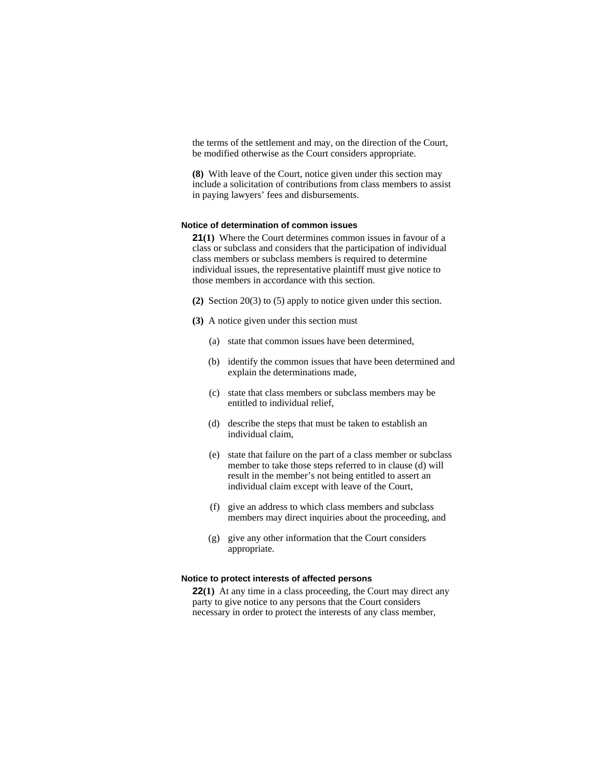the terms of the settlement and may, on the direction of the Court, be modified otherwise as the Court considers appropriate.

**(8)** With leave of the Court, notice given under this section may include a solicitation of contributions from class members to assist in paying lawyers' fees and disbursements.

#### Notice of determination of common issues

**21(1)** Where the Court determines common issues in favour of a class or subclass and considers that the participation of individual class members or subclass members is required to determine individual issues, the representative plaintiff must give notice to those members in accordance with this section.

**(2)** Section 20(3) to (5) apply to notice given under this section.

**(3)** A notice given under this section must

(a) state that common issues have been determined,

(b) identify the common issues that have been determined and explain the determinations made,

(c) state that class members or subclass members may be entitled to individual relief,

(d) describe the steps that must be taken to establish an individual claim,

(e) state that failure on the part of a class member or subclass member to take those steps referred to in clause (d) will result in the member's not being entitled to assert an individual claim except with leave of the Court,

(f) give an address to which class members and subclass members may direct inquiries about the proceeding, and

(g) give any other information that the Court considers appropriate.

#### Notice to protect interests of affected persons

**22(1)** At any time in a class proceeding, the Court may direct any party to give notice to any persons that the Court considers necessary in order to protect the interests of any class member,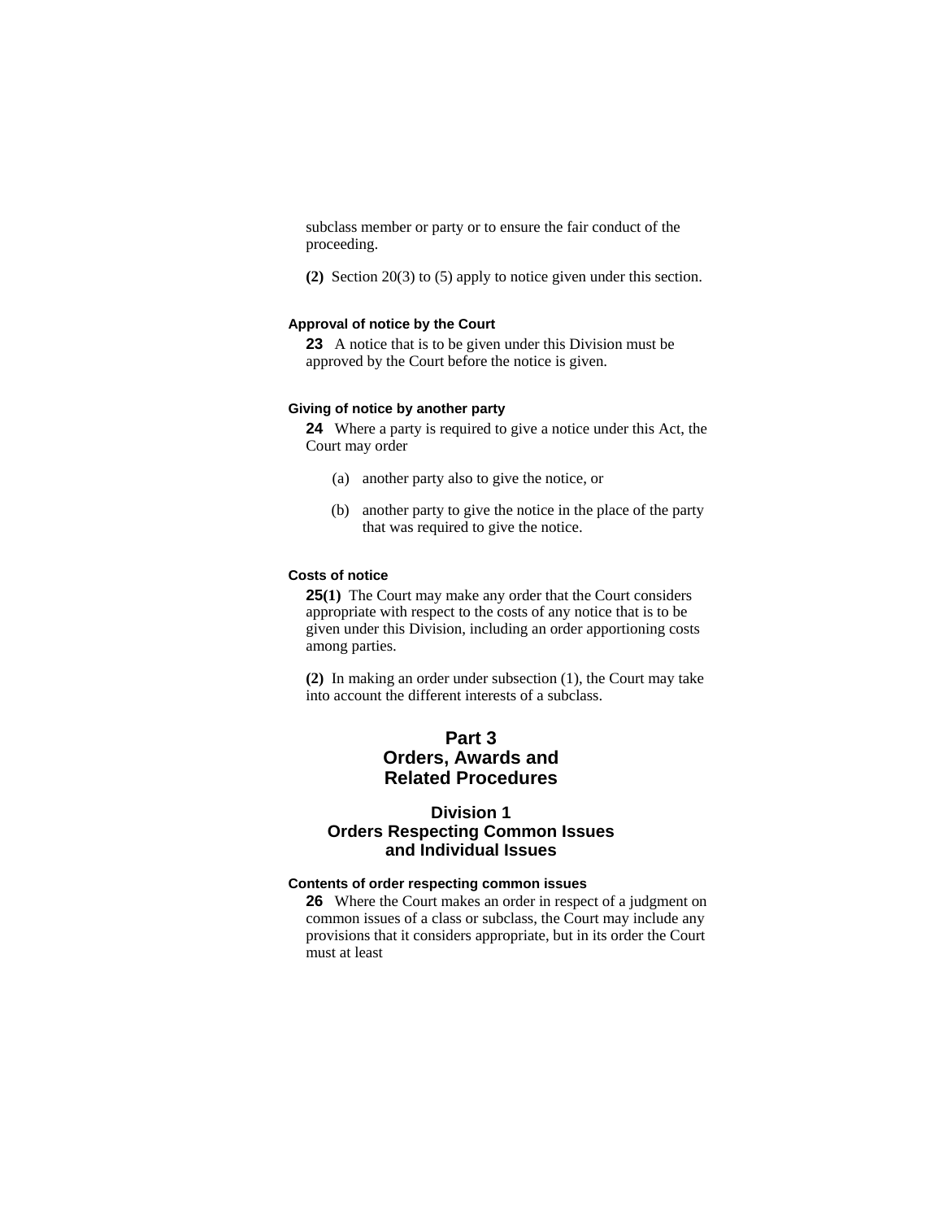subclass member or party or to ensure the fair conduct of the proceeding.

**(2)** Section 20(3) to (5) apply to notice given under this section.

#### Approval of notice by the Court

**23** A notice that is to be given under this Division must be approved by the Court before the notice is given.

#### Giving of notice by another party

**24** Where a party is required to give a notice under this Act, the Court may order

(a) another party also to give the notice, or

(b) another party to give the notice in the place of the party that was required to give the notice.

#### Costs of notice

**25(1)** The Court may make any order that the Court considers appropriate with respect to the costs of any notice that is to be given under this Division, including an order apportioning costs among parties.

**(2)** In making an order under subsection (1), the Court may take into account the different interests of a subclass.

# Part 3
# Orders, Awards and Related Procedures

## Division 1
## Orders Respecting Common Issues and Individual Issues

#### Contents of order respecting common issues

**26** Where the Court makes an order in respect of a judgment on common issues of a class or subclass, the Court may include any provisions that it considers appropriate, but in its order the Court must at least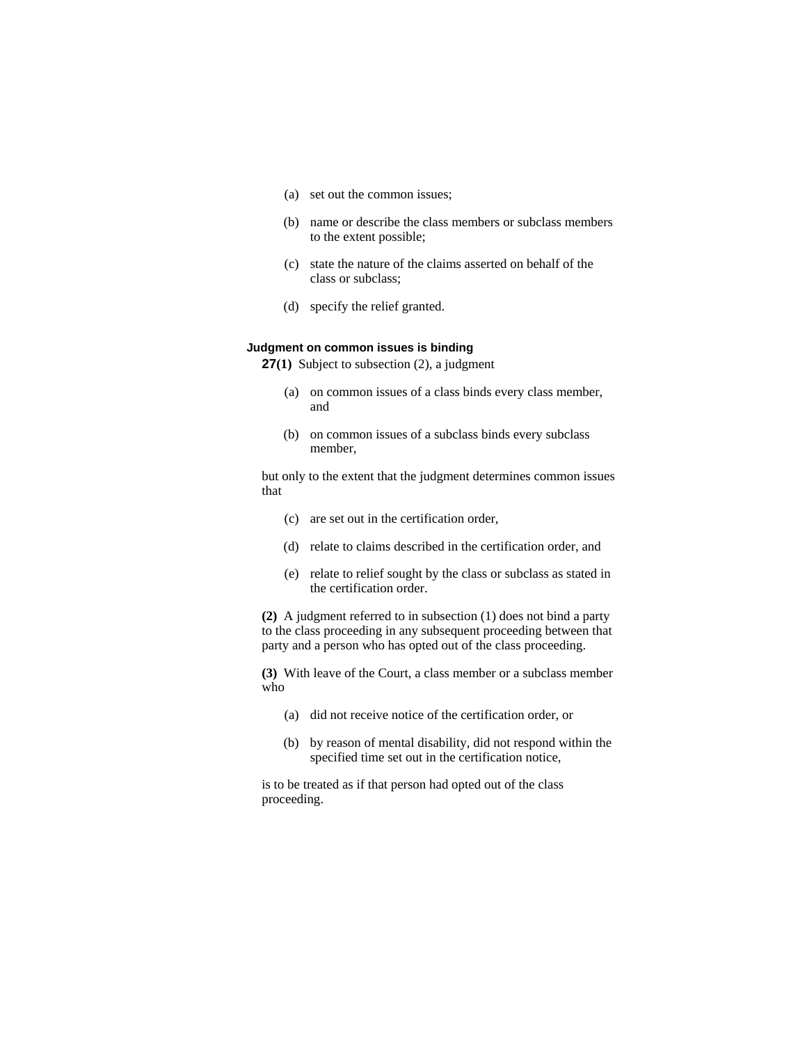(a) set out the common issues;

(b) name or describe the class members or subclass members to the extent possible;

(c) state the nature of the claims asserted on behalf of the class or subclass;

(d) specify the relief granted.

### Judgment on common issues is binding

**27(1)** Subject to subsection (2), a judgment

(a) on common issues of a class binds every class member, and

(b) on common issues of a subclass binds every subclass member,

but only to the extent that the judgment determines common issues that

(c) are set out in the certification order,

(d) relate to claims described in the certification order, and

(e) relate to relief sought by the class or subclass as stated in the certification order.

**(2)** A judgment referred to in subsection (1) does not bind a party to the class proceeding in any subsequent proceeding between that party and a person who has opted out of the class proceeding.

**(3)** With leave of the Court, a class member or a subclass member who

(a) did not receive notice of the certification order, or

(b) by reason of mental disability, did not respond within the specified time set out in the certification notice,

is to be treated as if that person had opted out of the class proceeding.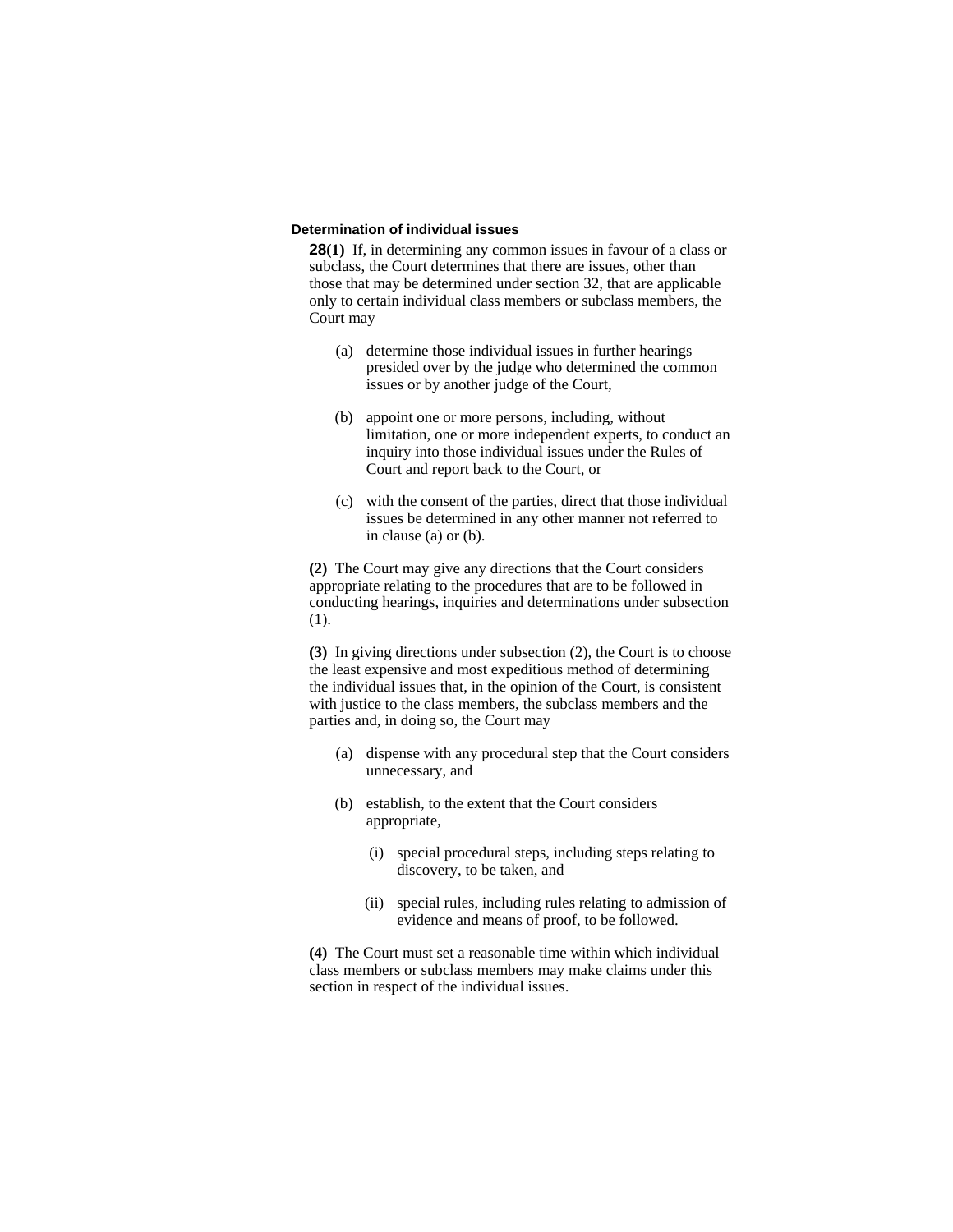### Determination of individual issues

**28(1)** If, in determining any common issues in favour of a class or subclass, the Court determines that there are issues, other than those that may be determined under section 32, that are applicable only to certain individual class members or subclass members, the Court may

(a) determine those individual issues in further hearings presided over by the judge who determined the common issues or by another judge of the Court,

(b) appoint one or more persons, including, without limitation, one or more independent experts, to conduct an inquiry into those individual issues under the Rules of Court and report back to the Court, or

(c) with the consent of the parties, direct that those individual issues be determined in any other manner not referred to in clause (a) or (b).

**(2)** The Court may give any directions that the Court considers appropriate relating to the procedures that are to be followed in conducting hearings, inquiries and determinations under subsection (1).

**(3)** In giving directions under subsection (2), the Court is to choose the least expensive and most expeditious method of determining the individual issues that, in the opinion of the Court, is consistent with justice to the class members, the subclass members and the parties and, in doing so, the Court may

(a) dispense with any procedural step that the Court considers unnecessary, and

(b) establish, to the extent that the Court considers appropriate,

(i) special procedural steps, including steps relating to discovery, to be taken, and

(ii) special rules, including rules relating to admission of evidence and means of proof, to be followed.

**(4)** The Court must set a reasonable time within which individual class members or subclass members may make claims under this section in respect of the individual issues.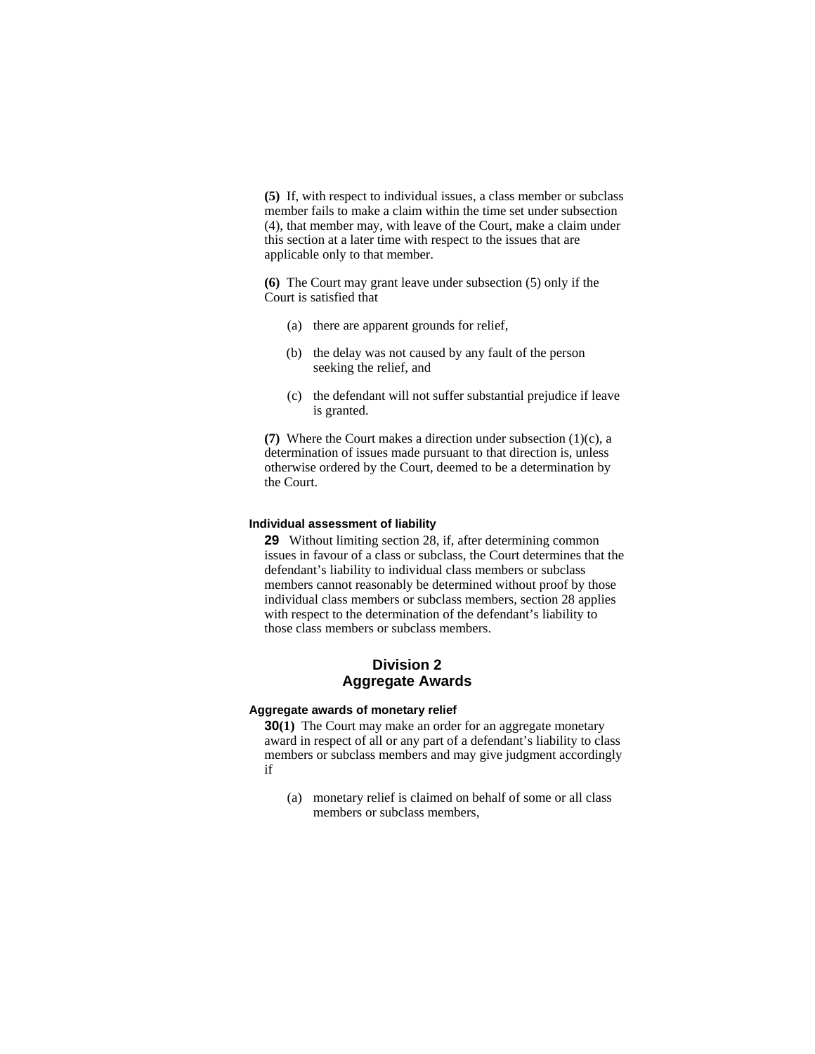**(5)** If, with respect to individual issues, a class member or subclass member fails to make a claim within the time set under subsection (4), that member may, with leave of the Court, make a claim under this section at a later time with respect to the issues that are applicable only to that member.

**(6)** The Court may grant leave under subsection (5) only if the Court is satisfied that

(a) there are apparent grounds for relief,

(b) the delay was not caused by any fault of the person seeking the relief, and

(c) the defendant will not suffer substantial prejudice if leave is granted.

**(7)** Where the Court makes a direction under subsection (1)(c), a determination of issues made pursuant to that direction is, unless otherwise ordered by the Court, deemed to be a determination by the Court.

#### Individual assessment of liability

**29** Without limiting section 28, if, after determining common issues in favour of a class or subclass, the Court determines that the defendant's liability to individual class members or subclass members cannot reasonably be determined without proof by those individual class members or subclass members, section 28 applies with respect to the determination of the defendant's liability to those class members or subclass members.

## Division 2
## Aggregate Awards

#### Aggregate awards of monetary relief

**30(1)** The Court may make an order for an aggregate monetary award in respect of all or any part of a defendant's liability to class members or subclass members and may give judgment accordingly if

(a) monetary relief is claimed on behalf of some or all class members or subclass members,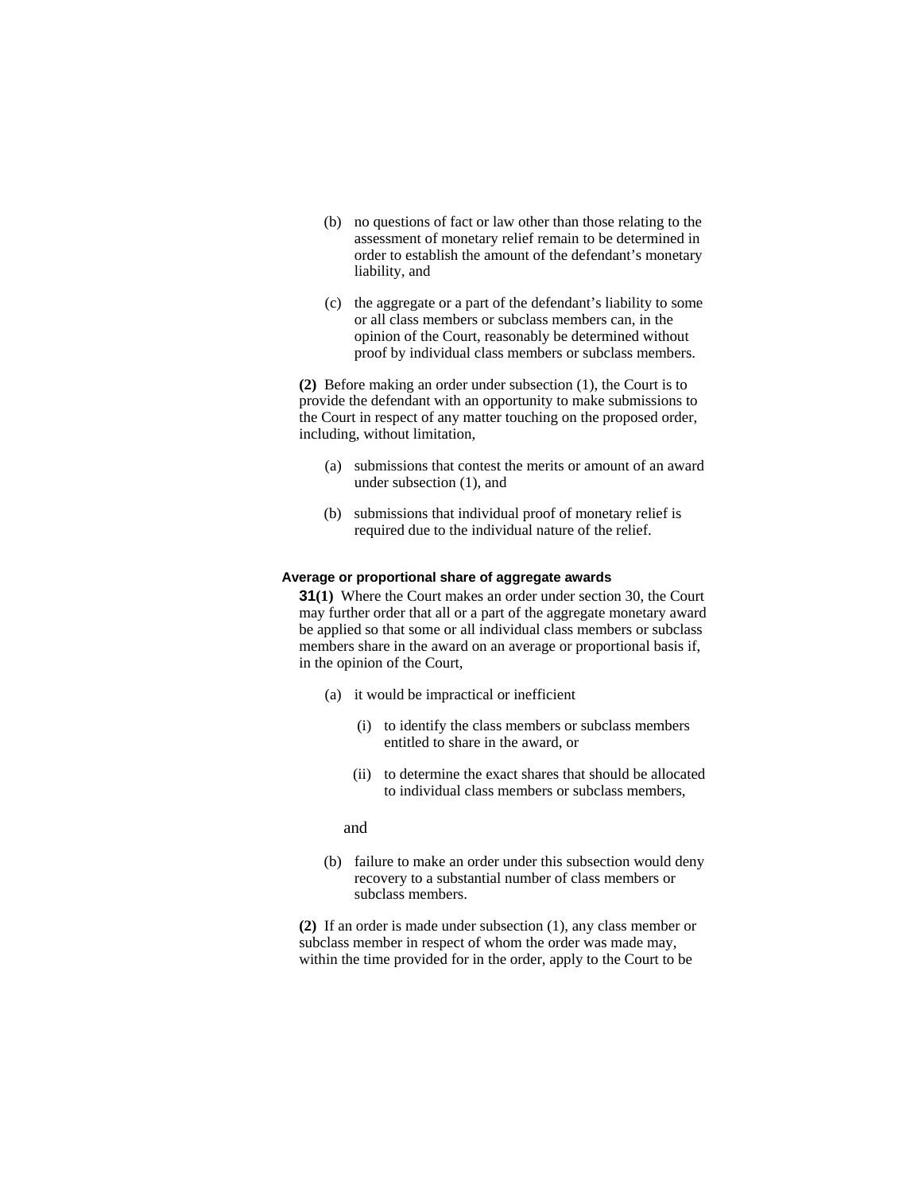(b) no questions of fact or law other than those relating to the assessment of monetary relief remain to be determined in order to establish the amount of the defendant's monetary liability, and

(c) the aggregate or a part of the defendant's liability to some or all class members or subclass members can, in the opinion of the Court, reasonably be determined without proof by individual class members or subclass members.

**(2)** Before making an order under subsection (1), the Court is to provide the defendant with an opportunity to make submissions to the Court in respect of any matter touching on the proposed order, including, without limitation,

(a) submissions that contest the merits or amount of an award under subsection (1), and

(b) submissions that individual proof of monetary relief is required due to the individual nature of the relief.

#### Average or proportional share of aggregate awards

**31(1)** Where the Court makes an order under section 30, the Court may further order that all or a part of the aggregate monetary award be applied so that some or all individual class members or subclass members share in the award on an average or proportional basis if, in the opinion of the Court,

(a) it would be impractical or inefficient

(i) to identify the class members or subclass members entitled to share in the award, or

(ii) to determine the exact shares that should be allocated to individual class members or subclass members,

and

(b) failure to make an order under this subsection would deny recovery to a substantial number of class members or subclass members.

**(2)** If an order is made under subsection (1), any class member or subclass member in respect of whom the order was made may, within the time provided for in the order, apply to the Court to be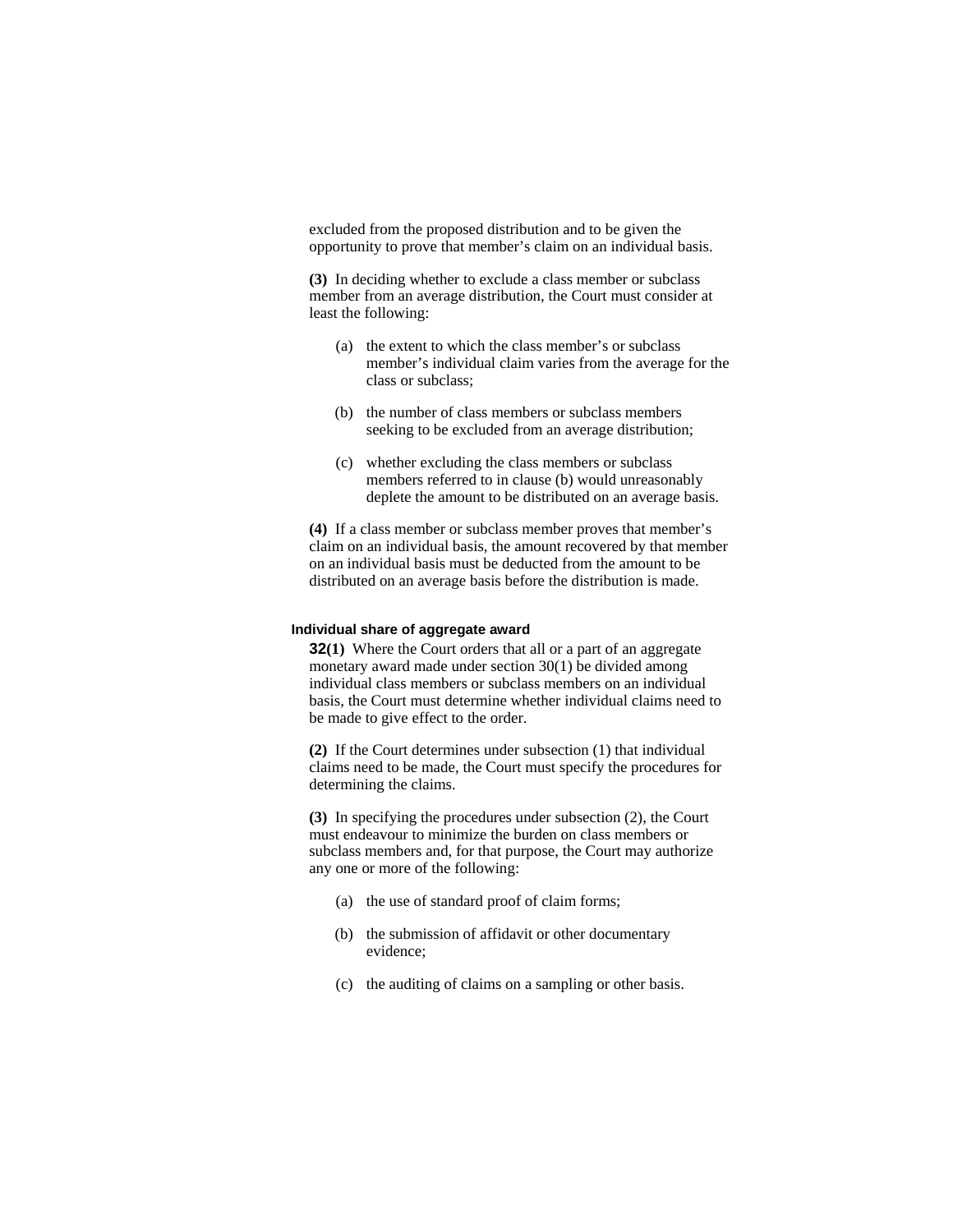excluded from the proposed distribution and to be given the opportunity to prove that member's claim on an individual basis.

**(3)** In deciding whether to exclude a class member or subclass member from an average distribution, the Court must consider at least the following:

(a) the extent to which the class member's or subclass member's individual claim varies from the average for the class or subclass;

(b) the number of class members or subclass members seeking to be excluded from an average distribution;

(c) whether excluding the class members or subclass members referred to in clause (b) would unreasonably deplete the amount to be distributed on an average basis.

**(4)** If a class member or subclass member proves that member's claim on an individual basis, the amount recovered by that member on an individual basis must be deducted from the amount to be distributed on an average basis before the distribution is made.

#### Individual share of aggregate award

**32(1)** Where the Court orders that all or a part of an aggregate monetary award made under section 30(1) be divided among individual class members or subclass members on an individual basis, the Court must determine whether individual claims need to be made to give effect to the order.

**(2)** If the Court determines under subsection (1) that individual claims need to be made, the Court must specify the procedures for determining the claims.

**(3)** In specifying the procedures under subsection (2), the Court must endeavour to minimize the burden on class members or subclass members and, for that purpose, the Court may authorize any one or more of the following:

(a) the use of standard proof of claim forms;

(b) the submission of affidavit or other documentary evidence;

(c) the auditing of claims on a sampling or other basis.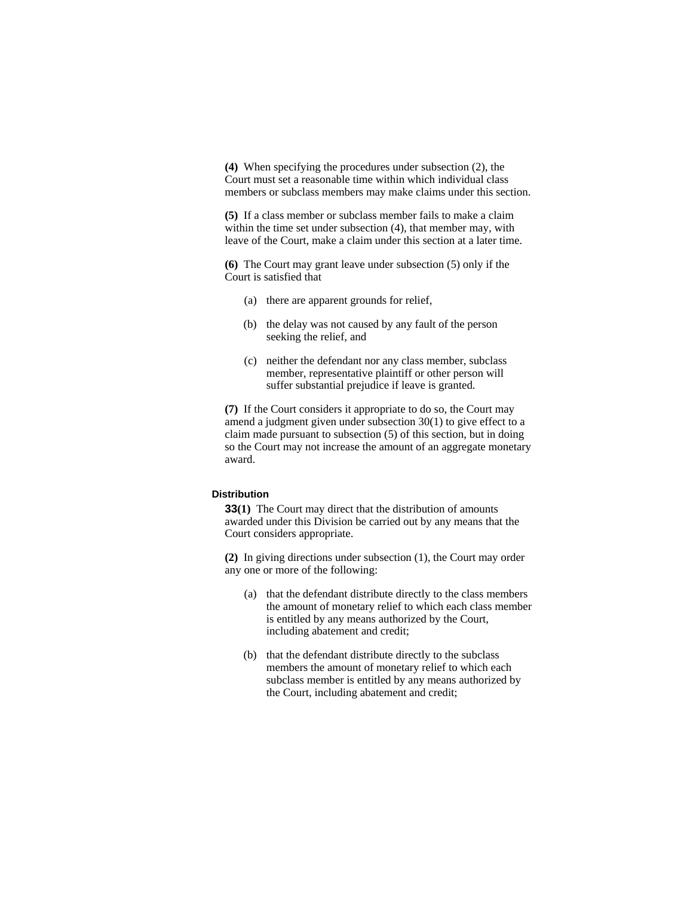**(4)** When specifying the procedures under subsection (2), the Court must set a reasonable time within which individual class members or subclass members may make claims under this section.

**(5)** If a class member or subclass member fails to make a claim within the time set under subsection (4), that member may, with leave of the Court, make a claim under this section at a later time.

**(6)** The Court may grant leave under subsection (5) only if the Court is satisfied that

- (a) there are apparent grounds for relief,
- (b) the delay was not caused by any fault of the person seeking the relief, and
- (c) neither the defendant nor any class member, subclass member, representative plaintiff or other person will suffer substantial prejudice if leave is granted.

**(7)** If the Court considers it appropriate to do so, the Court may amend a judgment given under subsection 30(1) to give effect to a claim made pursuant to subsection (5) of this section, but in doing so the Court may not increase the amount of an aggregate monetary award.

### Distribution

**33(1)** The Court may direct that the distribution of amounts awarded under this Division be carried out by any means that the Court considers appropriate.

**(2)** In giving directions under subsection (1), the Court may order any one or more of the following:

- (a) that the defendant distribute directly to the class members the amount of monetary relief to which each class member is entitled by any means authorized by the Court, including abatement and credit;
- (b) that the defendant distribute directly to the subclass members the amount of monetary relief to which each subclass member is entitled by any means authorized by the Court, including abatement and credit;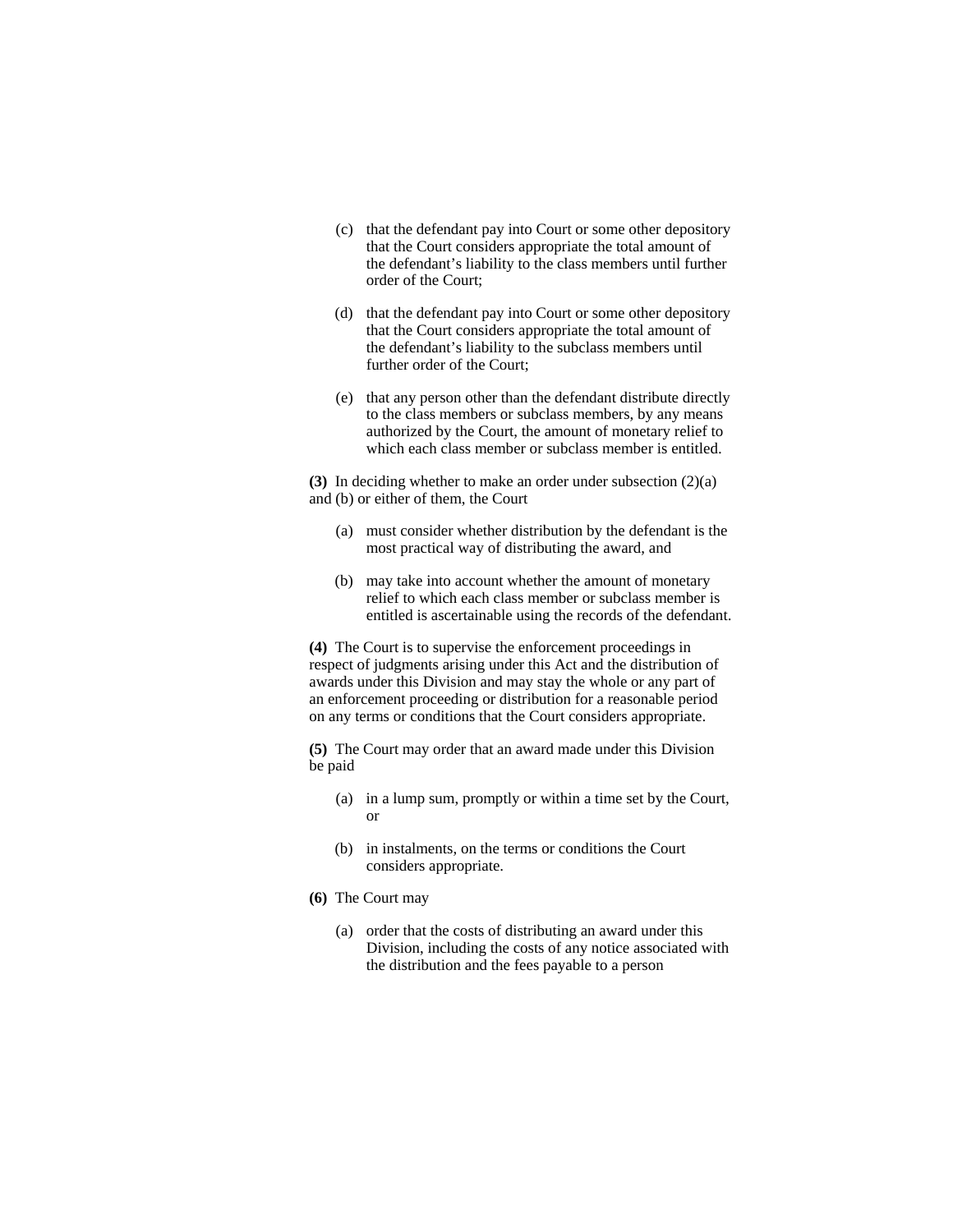(c) that the defendant pay into Court or some other depository that the Court considers appropriate the total amount of the defendant's liability to the class members until further order of the Court;

(d) that the defendant pay into Court or some other depository that the Court considers appropriate the total amount of the defendant's liability to the subclass members until further order of the Court;

(e) that any person other than the defendant distribute directly to the class members or subclass members, by any means authorized by the Court, the amount of monetary relief to which each class member or subclass member is entitled.

**(3)** In deciding whether to make an order under subsection (2)(a) and (b) or either of them, the Court

(a) must consider whether distribution by the defendant is the most practical way of distributing the award, and

(b) may take into account whether the amount of monetary relief to which each class member or subclass member is entitled is ascertainable using the records of the defendant.

**(4)** The Court is to supervise the enforcement proceedings in respect of judgments arising under this Act and the distribution of awards under this Division and may stay the whole or any part of an enforcement proceeding or distribution for a reasonable period on any terms or conditions that the Court considers appropriate.

**(5)** The Court may order that an award made under this Division be paid

(a) in a lump sum, promptly or within a time set by the Court, or

(b) in instalments, on the terms or conditions the Court considers appropriate.

**(6)** The Court may

(a) order that the costs of distributing an award under this Division, including the costs of any notice associated with the distribution and the fees payable to a person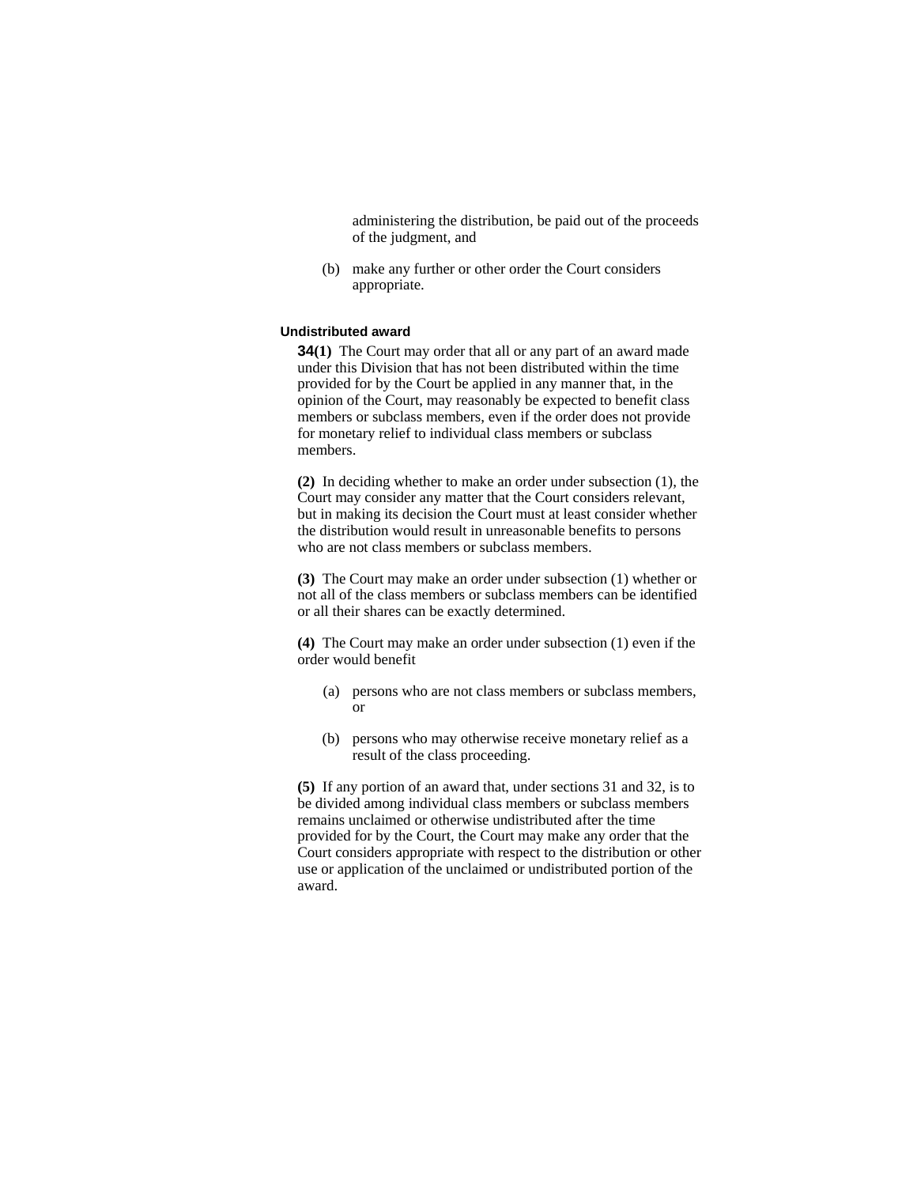administering the distribution, be paid out of the proceeds of the judgment, and

(b) make any further or other order the Court considers appropriate.

#### Undistributed award

**34(1)** The Court may order that all or any part of an award made under this Division that has not been distributed within the time provided for by the Court be applied in any manner that, in the opinion of the Court, may reasonably be expected to benefit class members or subclass members, even if the order does not provide for monetary relief to individual class members or subclass members.

**(2)** In deciding whether to make an order under subsection (1), the Court may consider any matter that the Court considers relevant, but in making its decision the Court must at least consider whether the distribution would result in unreasonable benefits to persons who are not class members or subclass members.

**(3)** The Court may make an order under subsection (1) whether or not all of the class members or subclass members can be identified or all their shares can be exactly determined.

**(4)** The Court may make an order under subsection (1) even if the order would benefit

(a) persons who are not class members or subclass members, or

(b) persons who may otherwise receive monetary relief as a result of the class proceeding.

**(5)** If any portion of an award that, under sections 31 and 32, is to be divided among individual class members or subclass members remains unclaimed or otherwise undistributed after the time provided for by the Court, the Court may make any order that the Court considers appropriate with respect to the distribution or other use or application of the unclaimed or undistributed portion of the award.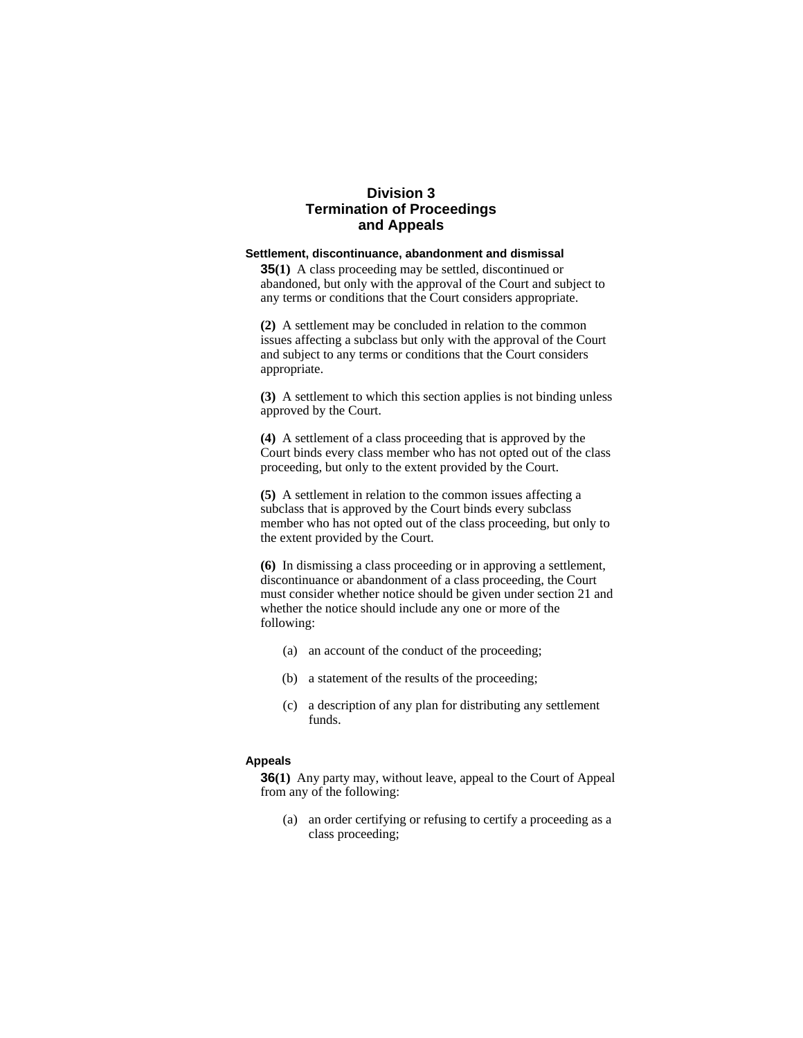## Division 3
## Termination of Proceedings and Appeals

#### Settlement, discontinuance, abandonment and dismissal

**35(1)** A class proceeding may be settled, discontinued or abandoned, but only with the approval of the Court and subject to any terms or conditions that the Court considers appropriate.

**(2)** A settlement may be concluded in relation to the common issues affecting a subclass but only with the approval of the Court and subject to any terms or conditions that the Court considers appropriate.

**(3)** A settlement to which this section applies is not binding unless approved by the Court.

**(4)** A settlement of a class proceeding that is approved by the Court binds every class member who has not opted out of the class proceeding, but only to the extent provided by the Court.

**(5)** A settlement in relation to the common issues affecting a subclass that is approved by the Court binds every subclass member who has not opted out of the class proceeding, but only to the extent provided by the Court.

**(6)** In dismissing a class proceeding or in approving a settlement, discontinuance or abandonment of a class proceeding, the Court must consider whether notice should be given under section 21 and whether the notice should include any one or more of the following:

(a) an account of the conduct of the proceeding;

(b) a statement of the results of the proceeding;

(c) a description of any plan for distributing any settlement funds.

#### Appeals

**36(1)** Any party may, without leave, appeal to the Court of Appeal from any of the following:

(a) an order certifying or refusing to certify a proceeding as a class proceeding;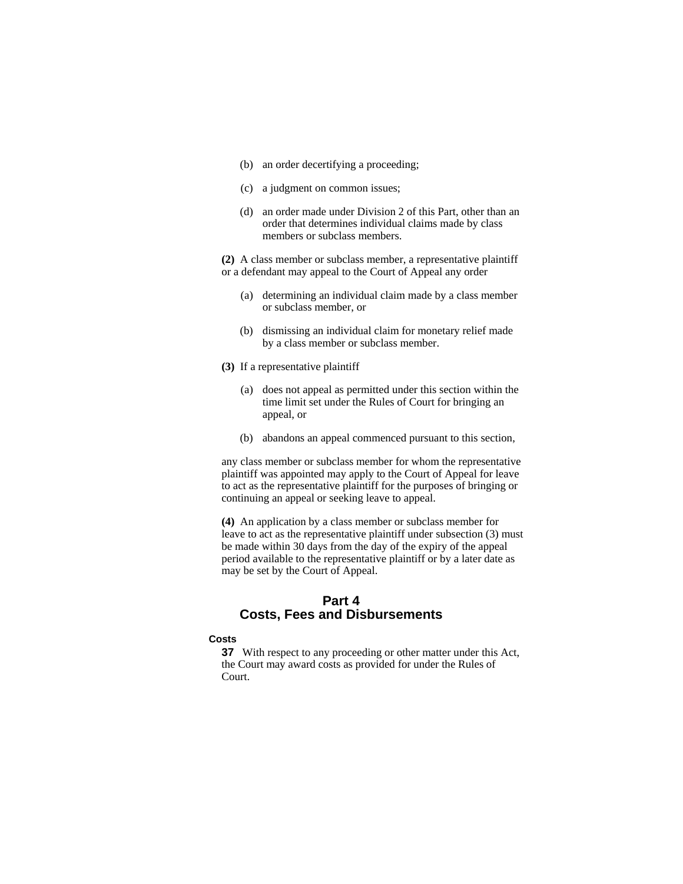(b) an order decertifying a proceeding;

(c) a judgment on common issues;

(d) an order made under Division 2 of this Part, other than an order that determines individual claims made by class members or subclass members.

**(2)** A class member or subclass member, a representative plaintiff or a defendant may appeal to the Court of Appeal any order

(a) determining an individual claim made by a class member or subclass member, or

(b) dismissing an individual claim for monetary relief made by a class member or subclass member.

**(3)** If a representative plaintiff

(a) does not appeal as permitted under this section within the time limit set under the Rules of Court for bringing an appeal, or

(b) abandons an appeal commenced pursuant to this section,

any class member or subclass member for whom the representative plaintiff was appointed may apply to the Court of Appeal for leave to act as the representative plaintiff for the purposes of bringing or continuing an appeal or seeking leave to appeal.

**(4)** An application by a class member or subclass member for leave to act as the representative plaintiff under subsection (3) must be made within 30 days from the day of the expiry of the appeal period available to the representative plaintiff or by a later date as may be set by the Court of Appeal.

## Part 4
## Costs, Fees and Disbursements

**Costs**

**37** With respect to any proceeding or other matter under this Act, the Court may award costs as provided for under the Rules of Court.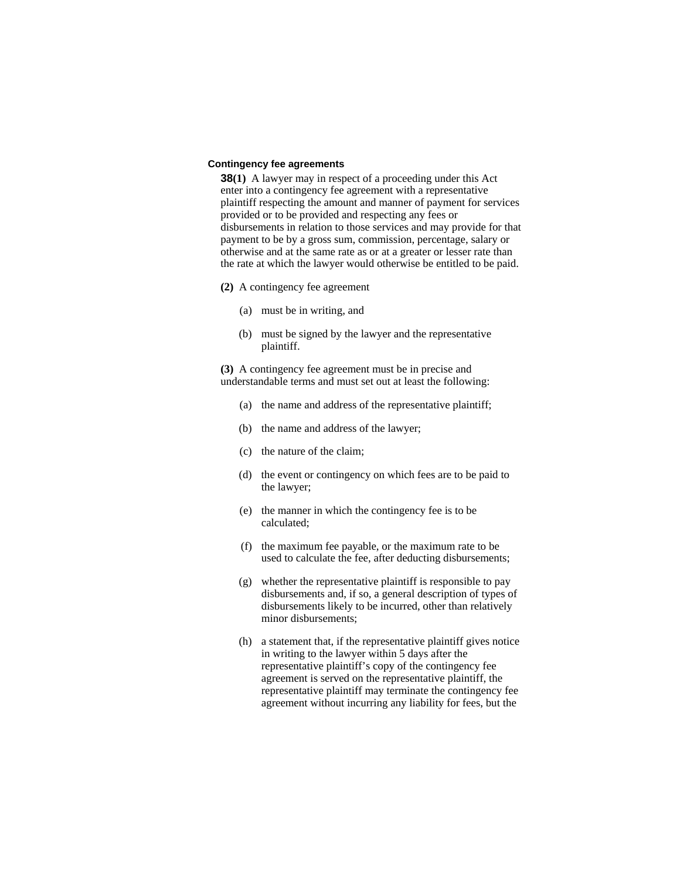**Contingency fee agreements**

**38(1)** A lawyer may in respect of a proceeding under this Act enter into a contingency fee agreement with a representative plaintiff respecting the amount and manner of payment for services provided or to be provided and respecting any fees or disbursements in relation to those services and may provide for that payment to be by a gross sum, commission, percentage, salary or otherwise and at the same rate as or at a greater or lesser rate than the rate at which the lawyer would otherwise be entitled to be paid.

**(2)** A contingency fee agreement

(a) must be in writing, and

(b) must be signed by the lawyer and the representative plaintiff.

**(3)** A contingency fee agreement must be in precise and understandable terms and must set out at least the following:

(a) the name and address of the representative plaintiff;

(b) the name and address of the lawyer;

(c) the nature of the claim;

(d) the event or contingency on which fees are to be paid to the lawyer;

(e) the manner in which the contingency fee is to be calculated;

(f) the maximum fee payable, or the maximum rate to be used to calculate the fee, after deducting disbursements;

(g) whether the representative plaintiff is responsible to pay disbursements and, if so, a general description of types of disbursements likely to be incurred, other than relatively minor disbursements;

(h) a statement that, if the representative plaintiff gives notice in writing to the lawyer within 5 days after the representative plaintiff's copy of the contingency fee agreement is served on the representative plaintiff, the representative plaintiff may terminate the contingency fee agreement without incurring any liability for fees, but the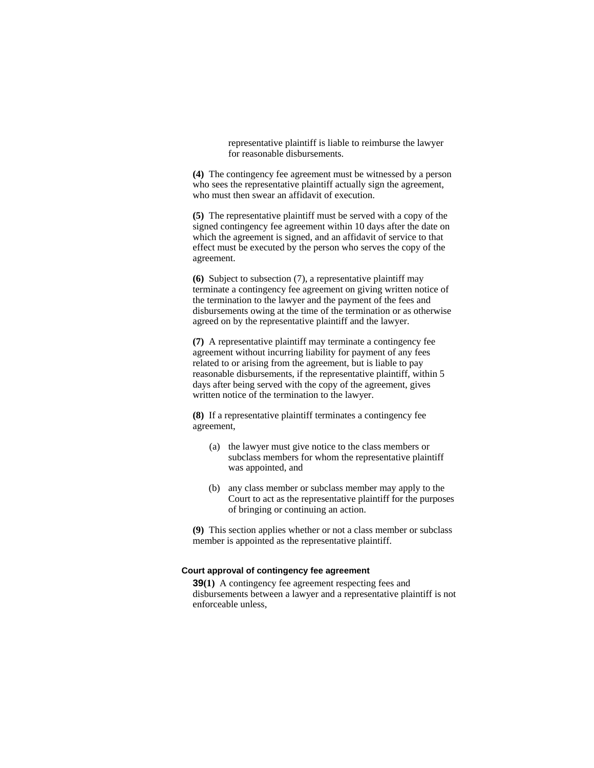representative plaintiff is liable to reimburse the lawyer for reasonable disbursements.

**(4)** The contingency fee agreement must be witnessed by a person who sees the representative plaintiff actually sign the agreement, who must then swear an affidavit of execution.

**(5)** The representative plaintiff must be served with a copy of the signed contingency fee agreement within 10 days after the date on which the agreement is signed, and an affidavit of service to that effect must be executed by the person who serves the copy of the agreement.

**(6)** Subject to subsection (7), a representative plaintiff may terminate a contingency fee agreement on giving written notice of the termination to the lawyer and the payment of the fees and disbursements owing at the time of the termination or as otherwise agreed on by the representative plaintiff and the lawyer.

**(7)** A representative plaintiff may terminate a contingency fee agreement without incurring liability for payment of any fees related to or arising from the agreement, but is liable to pay reasonable disbursements, if the representative plaintiff, within 5 days after being served with the copy of the agreement, gives written notice of the termination to the lawyer.

**(8)** If a representative plaintiff terminates a contingency fee agreement,

(a) the lawyer must give notice to the class members or subclass members for whom the representative plaintiff was appointed, and

(b) any class member or subclass member may apply to the Court to act as the representative plaintiff for the purposes of bringing or continuing an action.

**(9)** This section applies whether or not a class member or subclass member is appointed as the representative plaintiff.

### Court approval of contingency fee agreement

**39(1)** A contingency fee agreement respecting fees and disbursements between a lawyer and a representative plaintiff is not enforceable unless,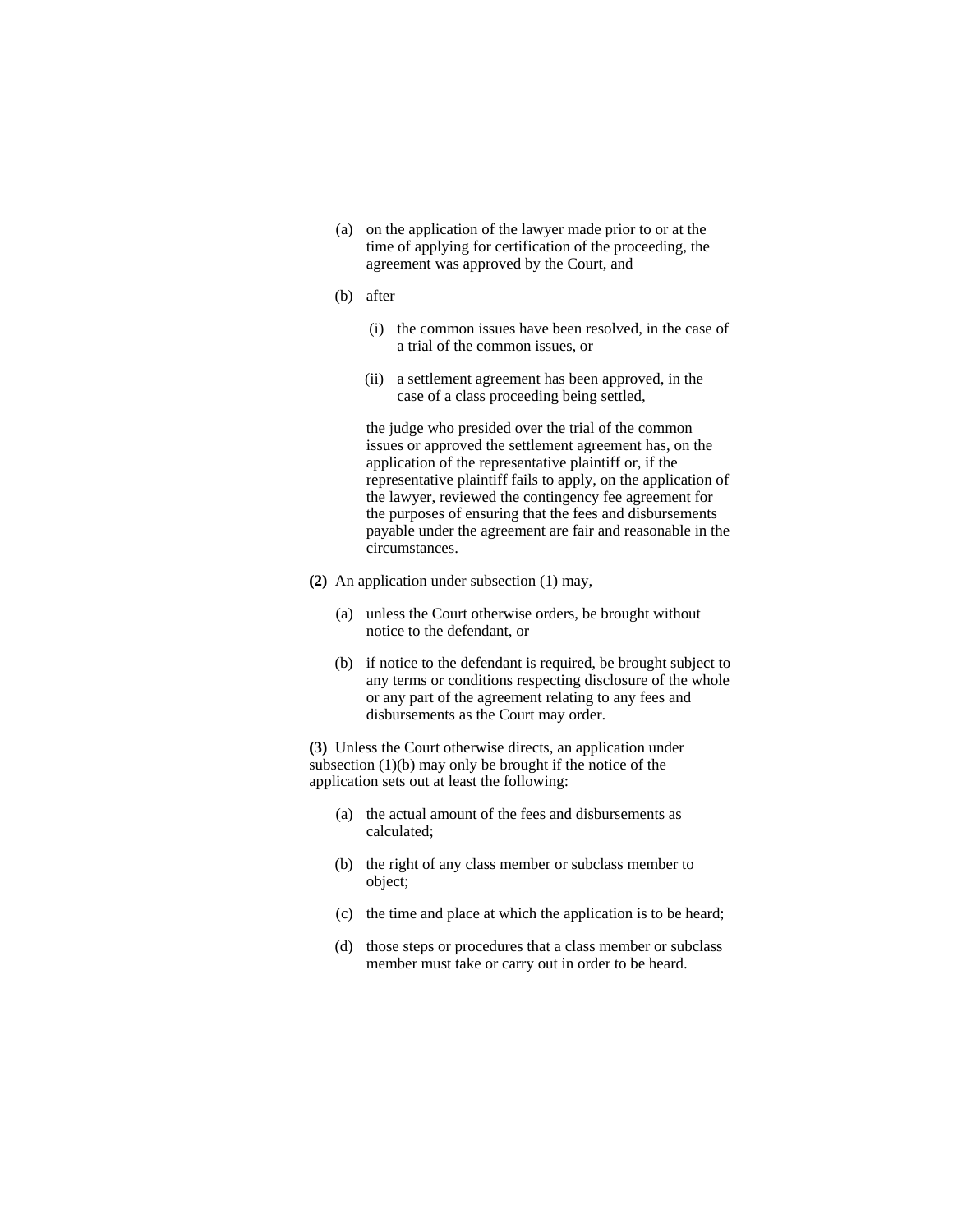(a) on the application of the lawyer made prior to or at the time of applying for certification of the proceeding, the agreement was approved by the Court, and

(b) after

  (i) the common issues have been resolved, in the case of a trial of the common issues, or

  (ii) a settlement agreement has been approved, in the case of a class proceeding being settled,

the judge who presided over the trial of the common issues or approved the settlement agreement has, on the application of the representative plaintiff or, if the representative plaintiff fails to apply, on the application of the lawyer, reviewed the contingency fee agreement for the purposes of ensuring that the fees and disbursements payable under the agreement are fair and reasonable in the circumstances.

**(2)** An application under subsection (1) may,

(a) unless the Court otherwise orders, be brought without notice to the defendant, or

(b) if notice to the defendant is required, be brought subject to any terms or conditions respecting disclosure of the whole or any part of the agreement relating to any fees and disbursements as the Court may order.

**(3)** Unless the Court otherwise directs, an application under subsection (1)(b) may only be brought if the notice of the application sets out at least the following:

(a) the actual amount of the fees and disbursements as calculated;

(b) the right of any class member or subclass member to object;

(c) the time and place at which the application is to be heard;

(d) those steps or procedures that a class member or subclass member must take or carry out in order to be heard.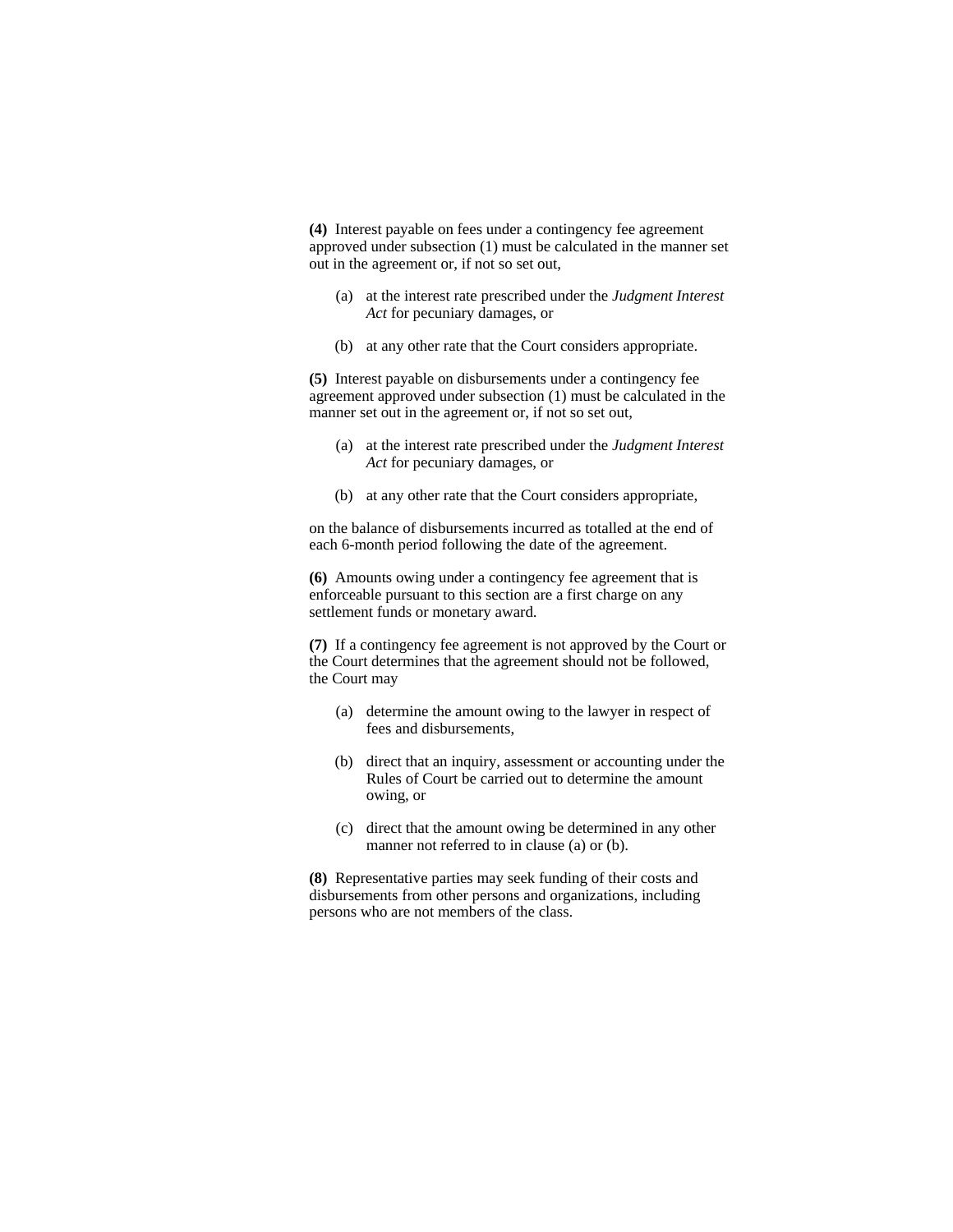**(4)** Interest payable on fees under a contingency fee agreement approved under subsection (1) must be calculated in the manner set out in the agreement or, if not so set out,

(a) at the interest rate prescribed under the *Judgment Interest Act* for pecuniary damages, or

(b) at any other rate that the Court considers appropriate.

**(5)** Interest payable on disbursements under a contingency fee agreement approved under subsection (1) must be calculated in the manner set out in the agreement or, if not so set out,

(a) at the interest rate prescribed under the *Judgment Interest Act* for pecuniary damages, or

(b) at any other rate that the Court considers appropriate,

on the balance of disbursements incurred as totalled at the end of each 6-month period following the date of the agreement.

**(6)** Amounts owing under a contingency fee agreement that is enforceable pursuant to this section are a first charge on any settlement funds or monetary award.

**(7)** If a contingency fee agreement is not approved by the Court or the Court determines that the agreement should not be followed, the Court may

(a) determine the amount owing to the lawyer in respect of fees and disbursements,

(b) direct that an inquiry, assessment or accounting under the Rules of Court be carried out to determine the amount owing, or

(c) direct that the amount owing be determined in any other manner not referred to in clause (a) or (b).

**(8)** Representative parties may seek funding of their costs and disbursements from other persons and organizations, including persons who are not members of the class.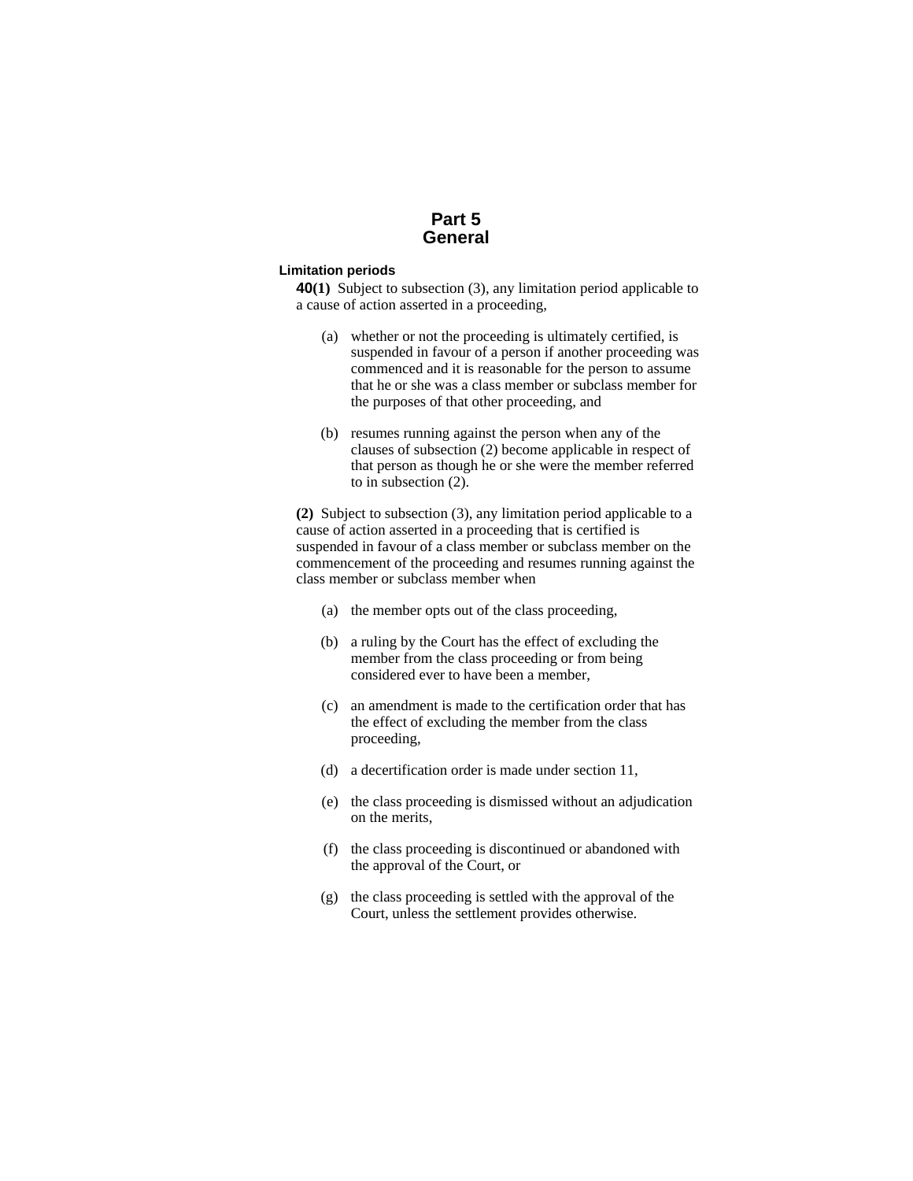# Part 5
# General

### Limitation periods

**40(1)** Subject to subsection (3), any limitation period applicable to a cause of action asserted in a proceeding,

(a) whether or not the proceeding is ultimately certified, is suspended in favour of a person if another proceeding was commenced and it is reasonable for the person to assume that he or she was a class member or subclass member for the purposes of that other proceeding, and

(b) resumes running against the person when any of the clauses of subsection (2) become applicable in respect of that person as though he or she were the member referred to in subsection (2).

**(2)** Subject to subsection (3), any limitation period applicable to a cause of action asserted in a proceeding that is certified is suspended in favour of a class member or subclass member on the commencement of the proceeding and resumes running against the class member or subclass member when

(a) the member opts out of the class proceeding,

(b) a ruling by the Court has the effect of excluding the member from the class proceeding or from being considered ever to have been a member,

(c) an amendment is made to the certification order that has the effect of excluding the member from the class proceeding,

(d) a decertification order is made under section 11,

(e) the class proceeding is dismissed without an adjudication on the merits,

(f) the class proceeding is discontinued or abandoned with the approval of the Court, or

(g) the class proceeding is settled with the approval of the Court, unless the settlement provides otherwise.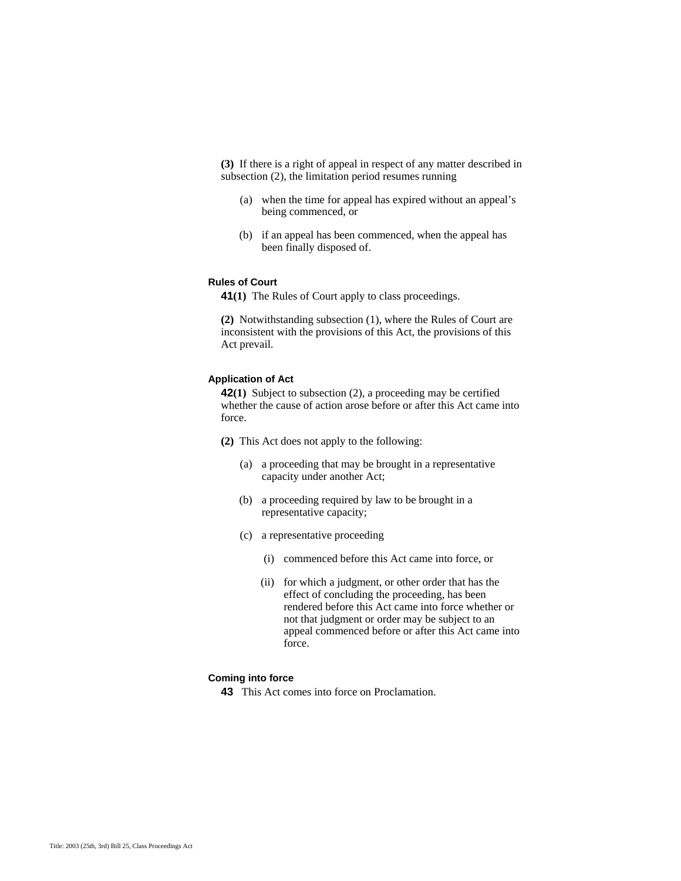**(3)** If there is a right of appeal in respect of any matter described in subsection (2), the limitation period resumes running

(a) when the time for appeal has expired without an appeal's being commenced, or

(b) if an appeal has been commenced, when the appeal has been finally disposed of.

#### Rules of Court

**41(1)** The Rules of Court apply to class proceedings.

**(2)** Notwithstanding subsection (1), where the Rules of Court are inconsistent with the provisions of this Act, the provisions of this Act prevail.

#### Application of Act

**42(1)** Subject to subsection (2), a proceeding may be certified whether the cause of action arose before or after this Act came into force.

**(2)** This Act does not apply to the following:

(a) a proceeding that may be brought in a representative capacity under another Act;

(b) a proceeding required by law to be brought in a representative capacity;

(c) a representative proceeding

(i) commenced before this Act came into force, or

(ii) for which a judgment, or other order that has the effect of concluding the proceeding, has been rendered before this Act came into force whether or not that judgment or order may be subject to an appeal commenced before or after this Act came into force.

#### Coming into force

**43** This Act comes into force on Proclamation.